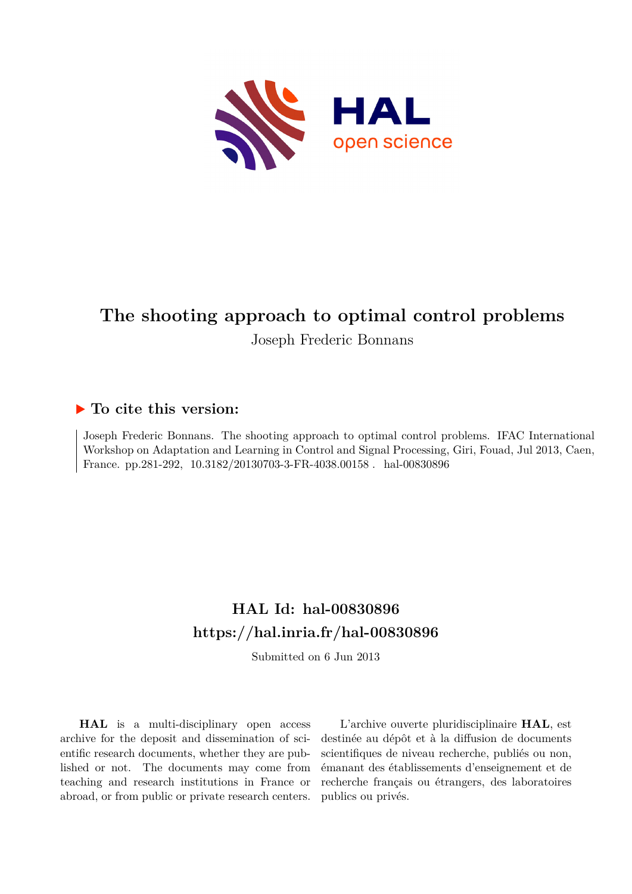# The shooting approach to optimal control problems

Joseph Frederic Bonnans

## ▶ To cite this version:

Joseph Frederic Bonnans. The shooting approach to optimal control problems. IFAC International Workshop on Adaptation and Learning in Control and Signal Processing, Giri, Fouad, Jul 2013, Caen, France. pp.281-292, 10.3182/20130703-3-FR-4038.00158 . hal-00830896

## HAL Id: hal-00830896
## https://hal.inria.fr/hal-00830896

Submitted on 6 Jun 2013

**HAL** is a multi-disciplinary open access archive for the deposit and dissemination of scientific research documents, whether they are published or not. The documents may come from teaching and research institutions in France or abroad, or from public or private research centers.

L'archive ouverte pluridisciplinaire **HAL**, est destinée au dépôt et à la diffusion de documents scientifiques de niveau recherche, publiés ou non, émanant des établissements d'enseignement et de recherche français ou étrangers, des laboratoires publics ou privés.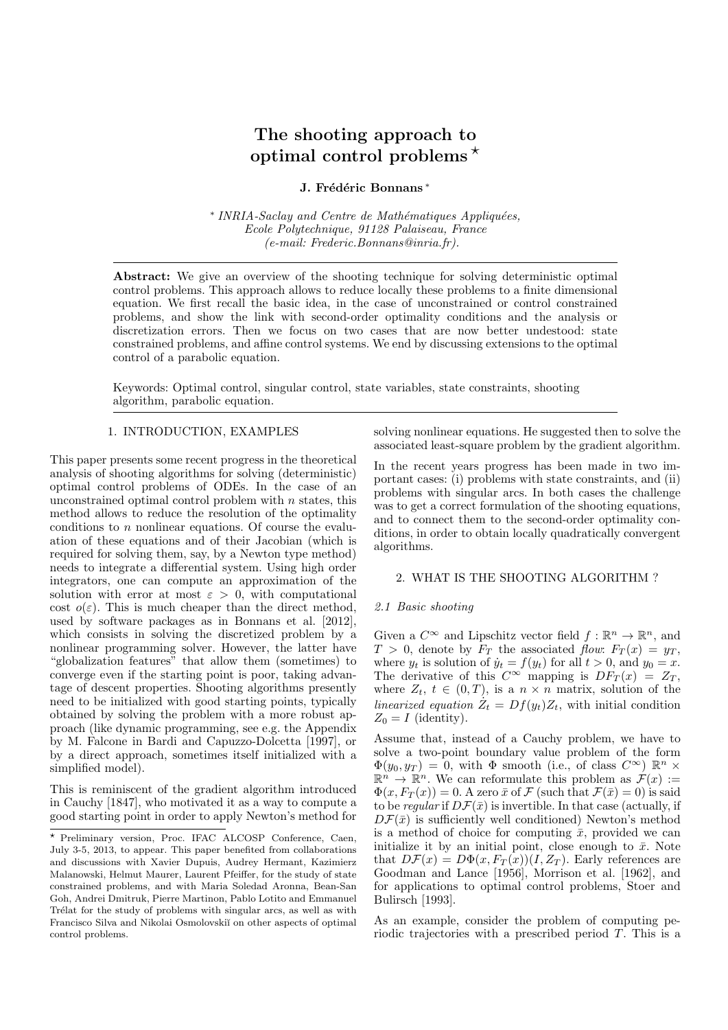# The shooting approach to optimal control problems ⋆

**J. Frédéric Bonnans** *

\* *INRIA-Saclay and Centre de Mathématiques Appliquées, Ecole Polytechnique, 91128 Palaiseau, France (e-mail: Frederic.Bonnans@inria.fr).*

---

**Abstract:** We give an overview of the shooting technique for solving deterministic optimal control problems. This approach allows to reduce locally these problems to a finite dimensional equation. We first recall the basic idea, in the case of unconstrained or control constrained problems, and show the link with second-order optimality conditions and the analysis or discretization errors. Then we focus on two cases that are now better undestood: state constrained problems, and affine control systems. We end by discussing extensions to the optimal control of a parabolic equation.

Keywords: Optimal control, singular control, state variables, state constraints, shooting algorithm, parabolic equation.

---

## 1. INTRODUCTION, EXAMPLES

This paper presents some recent progress in the theoretical analysis of shooting algorithms for solving (deterministic) optimal control problems of ODEs. In the case of an unconstrained optimal control problem with $n$ states, this method allows to reduce the resolution of the optimality conditions to $n$ nonlinear equations. Of course the evaluation of these equations and of their Jacobian (which is required for solving them, say, by a Newton type method) needs to integrate a differential system. Using high order integrators, one can compute an approximation of the solution with error at most $\varepsilon > 0$, with computational cost $o(\varepsilon)$. This is much cheaper than the direct method, used by software packages as in Bonnans et al. [2012], which consists in solving the discretized problem by a nonlinear programming solver. However, the latter have "globalization features" that allow them (sometimes) to converge even if the starting point is poor, taking advantage of descent properties. Shooting algorithms presently need to be initialized with good starting points, typically obtained by solving the problem with a more robust approach (like dynamic programming, see e.g. the Appendix by M. Falcone in Bardi and Capuzzo-Dolcetta [1997], or by a direct approach, sometimes itself initialized with a simplified model).

This is reminiscent of the gradient algorithm introduced in Cauchy [1847], who motivated it as a way to compute a good starting point in order to apply Newton's method for solving nonlinear equations. He suggested then to solve the associated least-square problem by the gradient algorithm.

In the recent years progress has been made in two important cases: (i) problems with state constraints, and (ii) problems with singular arcs. In both cases the challenge was to get a correct formulation of the shooting equations, and to connect them to the second-order optimality conditions, in order to obtain locally quadratically convergent algorithms.

## 2. WHAT IS THE SHOOTING ALGORITHM ?

### 2.1 Basic shooting

Given a $C^\infty$ and Lipschitz vector field $f : \mathbb{R}^n \to \mathbb{R}^n$, and $T > 0$, denote by $F_T$ the associated *flow*: $F_T(x) = y_T$, where $y_t$ is solution of $\dot{y}_t = f(y_t)$ for all $t > 0$, and $y_0 = x$. The derivative of this $C^\infty$ mapping is $DF_T(x) = Z_T$, where $Z_t$, $t \in (0,T)$, is a $n \times n$ matrix, solution of the *linearized equation* $\dot{Z}_t = Df(y_t)Z_t$, with initial condition $Z_0 = I$ (identity).

Assume that, instead of a Cauchy problem, we have to solve a two-point boundary value problem of the form $\Phi(y_0, y_T) = 0$, with $\Phi$ smooth (i.e., of class $C^\infty$) $\mathbb{R}^n \times \mathbb{R}^n \to \mathbb{R}^n$. We can reformulate this problem as $\mathcal{F}(x) := \Phi(x, F_T(x)) = 0$. A zero $\bar{x}$ of $\mathcal{F}$ (such that $\mathcal{F}(\bar{x}) = 0$) is said to be *regular* if $D\mathcal{F}(\bar{x})$ is invertible. In that case (actually, if $D\mathcal{F}(\bar{x})$ is sufficiently well conditioned) Newton's method is a method of choice for computing $\bar{x}$, provided we can initialize it by an initial point, close enough to $\bar{x}$. Note that $D\mathcal{F}(x) = D\Phi(x, F_T(x))(I, Z_T)$. Early references are Goodman and Lance [1956], Morrison et al. [1962], and for applications to optimal control problems, Stoer and Bulirsch [1993].

As an example, consider the problem of computing periodic trajectories with a prescribed period $T$. This is a

---

⋆ Preliminary version, Proc. IFAC ALCOSP Conference, Caen, July 3-5, 2013, to appear. This paper benefited from collaborations and discussions with Xavier Dupuis, Audrey Hermant, Kazimierz Malanowski, Helmut Maurer, Laurent Pfeiffer, for the study of state constrained problems, and with Maria Soledad Aronna, Bean-San Goh, Andrei Dmitruk, Pierre Martinon, Pablo Lotito and Emmanuel Trélat for the study of problems with singular arcs, as well as with Francisco Silva and Nikolai Osmolovskiĭ on other aspects of optimal control problems.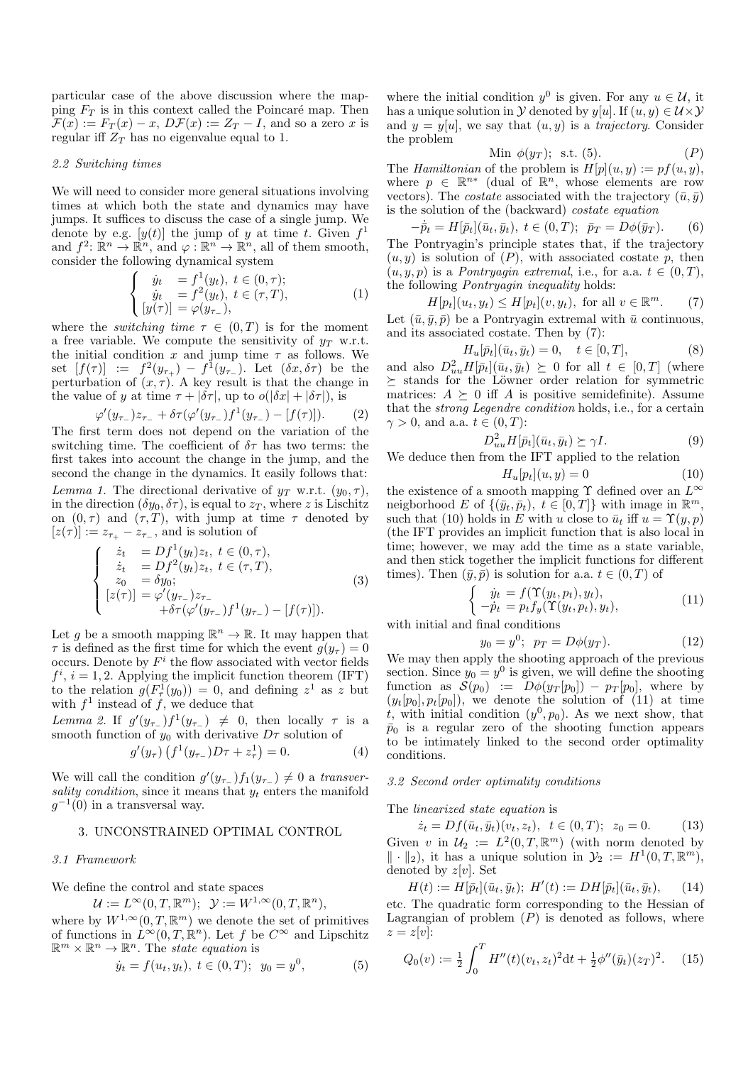particular case of the above discussion where the mapping $F_T$ is in this context called the Poincaré map. Then $\mathcal{F}(x) := F_T(x) - x$, $D\mathcal{F}(x) := Z_T - I$, and so a zero $x$ is regular iff $Z_T$ has no eigenvalue equal to 1.

### 2.2 Switching times

We will need to consider more general situations involving times at which both the state and dynamics may have jumps. It suffices to discuss the case of a single jump. We denote by e.g. $[y(t)]$ the jump of $y$ at time $t$. Given $f^1$ and $f^2$: $\mathbb{R}^n \to \mathbb{R}^n$, and $\varphi : \mathbb{R}^n \to \mathbb{R}^n$, all of them smooth, consider the following dynamical system

$$\left\{ \begin{array}{ll} \dot{y}_t &= f^1(y_t),\ t \in (0,\tau); \\ \dot{y}_t &= f^2(y_t),\ t \in (\tau,T); \\ {[y(\tau)]} &= \varphi(y_{\tau_-}), \end{array} \right. \tag{1}$$

where the *switching time* $\tau \in (0,T)$ is for the moment a free variable. We compute the sensitivity of $y_T$ w.r.t. the initial condition $x$ and jump time $\tau$ as follows. We set $[f(\tau)] := f^2(y_{\tau_+}) - f^1(y_{\tau_-})$. Let $(\delta x, \delta\tau)$ be the perturbation of $(x,\tau)$. A key result is that the change in the value of $y$ at time $\tau + |\delta\tau|$, up to $o(|\delta x| + |\delta\tau|)$, is

$$\varphi'(y_{\tau_-})z_{\tau_-} + \delta\tau(\varphi'(y_{\tau_-})f^1(y_{\tau_-}) - [f(\tau)]). \tag{2}$$

The first term does not depend on the variation of the switching time. The coefficient of $\delta\tau$ has two terms: the first takes into account the change in the jump, and the second the change in the dynamics. It easily follows that:

*Lemma 1.* The directional derivative of $y_T$ w.r.t. $(y_0,\tau)$, in the direction $(\delta y_0, \delta\tau)$, is equal to $z_T$, where $z$ is Lischitz on $(0,\tau)$ and $(\tau,T)$, with jump at time $\tau$ denoted by $[z(\tau)] := z_{\tau_+} - z_{\tau_-}$, and is solution of

$$\left\{ \begin{array}{ll} \dot{z}_t &= Df^1(y_t)z_t,\ t \in (0,\tau), \\ \dot{z}_t &= Df^2(y_t)z_t,\ t \in (\tau,T), \\ z_0 &= \delta y_0; \\ {[z(\tau)]} &= \varphi'(y_{\tau_-})z_{\tau_-} \\ & \quad +\delta\tau(\varphi'(y_{\tau_-})f^1(y_{\tau_-}) - [f(\tau)]). \end{array} \right. \tag{3}$$

Let $g$ be a smooth mapping $\mathbb{R}^n \to \mathbb{R}$. It may happen that $\tau$ is defined as the first time for which the event $g(y_\tau) = 0$ occurs. Denote by $F^i$ the flow associated with vector fields $f^i$, $i = 1,2$. Applying the implicit function theorem (IFT) to the relation $g(F^1_\tau(y_0)) = 0$, and defining $z^1$ as $z$ but with $f^1$ instead of $f$, we deduce that

*Lemma 2.* If $g'(y_{\tau_-})f^1(y_{\tau_-}) \neq 0$, then locally $\tau$ is a smooth function of $y_0$ with derivative $D\tau$ solution of

$$g'(y_\tau)\left(f^1(y_{\tau_-})D\tau + z^1_\tau\right) = 0. \tag{4}$$

We will call the condition $g'(y_{\tau_-})f_1(y_{\tau_-}) \neq 0$ a *transversality condition*, since it means that $y_t$ enters the manifold $g^{-1}(0)$ in a transversal way.

## 3. UNCONSTRAINED OPTIMAL CONTROL

### 3.1 Framework

We define the control and state spaces

$$\mathcal{U} := L^\infty(0,T,\mathbb{R}^m); \quad \mathcal{Y} := W^{1,\infty}(0,T,\mathbb{R}^n),$$

where by $W^{1,\infty}(0,T,\mathbb{R}^m)$ we denote the set of primitives of functions in $L^\infty(0,T,\mathbb{R}^n)$. Let $f$ be $C^\infty$ and Lipschitz $\mathbb{R}^m \times \mathbb{R}^n \to \mathbb{R}^n$. The *state equation* is

$$\dot{y}_t = f(u_t,y_t),\ t \in (0,T); \quad y_0 = y^0, \tag{5}$$

where the initial condition $y^0$ is given. For any $u \in \mathcal{U}$, it has a unique solution in $\mathcal{Y}$ denoted by $y[u]$. If $(u,y) \in \mathcal{U}\times\mathcal{Y}$ and $y = y[u]$, we say that $(u,y)$ is a *trajectory*. Consider the problem

$$\text{Min } \phi(y_T); \ \text{ s.t. } (5). \tag{P}$$

The *Hamiltonian* of the problem is $H[p](u,y) := pf(u,y)$, where $p \in \mathbb{R}^{n*}$ (dual of $\mathbb{R}^n$, whose elements are row vectors). The *costate* associated with the trajectory $(\bar{u},\bar{y})$ is the solution of the (backward) *costate equation*

$$-\dot{\bar{p}}_t = H[\bar{p}_t](\bar{u}_t,\bar{y}_t),\ t \in (0,T); \ \bar{p}_T = D\phi(\bar{y}_T). \tag{6}$$

The Pontryagin's principle states that, if the trajectory $(u,y)$ is solution of $(P)$, with associated costate $p$, then $(u,y,p)$ is a *Pontryagin extremal*, i.e., for a.a. $t \in (0,T)$, the following *Pontryagin inequality* holds:

$$H[p_t](u_t,y_t) \le H[p_t](v,y_t), \text{ for all } v \in \mathbb{R}^m. \tag{7}$$

Let $(\bar{u},\bar{y},\bar{p})$ be a Pontryagin extremal with $\bar{u}$ continuous, and its associated costate. Then by (7):

$$H_u[\bar{p}_t](\bar{u}_t,\bar{y}_t) = 0, \quad t \in [0,T], \tag{8}$$

and also $D^2_{uu}H[\bar{p}_t](\bar{u}_t,\bar{y}_t) \succeq 0$ for all $t \in [0,T]$ (where $\succeq$ stands for the Löwner order relation for symmetric matrices: $A \succeq 0$ iff $A$ is positive semidefinite). Assume that the *strong Legendre condition* holds, i.e., for a certain $\gamma > 0$, and a.a. $t \in (0,T)$:

$$D^2_{uu}H[\bar{p}_t](\bar{u}_t,\bar{y}_t) \succeq \gamma I. \tag{9}$$

We deduce then from the IFT applied to the relation

$$H_u[p_t](u,y) = 0 \tag{10}$$

the existence of a smooth mapping $\Upsilon$ defined over an $L^\infty$ neigborhood $E$ of $\{(\bar{y}_t,\bar{p}_t),\ t \in [0,T]\}$ with image in $\mathbb{R}^m$, such that (10) holds in $E$ with $u$ close to $\bar{u}_t$ iff $u = \Upsilon(y,p)$ (the IFT provides an implicit function that is also local in time; however, we may add the time as a state variable, and then stick together the implicit functions for different times). Then $(\bar{y},\bar{p})$ is solution for a.a. $t \in (0,T)$ of

$$\left\{ \begin{array}{l} \dot{y}_t = f(\Upsilon(y_t,p_t),y_t), \\ -\dot{p}_t = p_t f_y(\Upsilon(y_t,p_t),y_t), \end{array} \right. \tag{11}$$

with initial and final conditions

$$y_0 = y^0; \quad p_T = D\phi(y_T). \tag{12}$$

We may then apply the shooting approach of the previous section. Since $y_0 = y^0$ is given, we will define the shooting function as $\mathcal{S}(p_0) := D\phi(y_T[p_0]) - p_T[p_0]$, where by $(y_t[p_0], p_t[p_0])$, we denote the solution of (11) at time $t$, with initial condition $(y^0,p_0)$. As we next show, that $\bar{p}_0$ is a regular zero of the shooting function appears to be intimately linked to the second order optimality conditions.

### 3.2 Second order optimality conditions

The *linearized state equation* is

$$\dot{z}_t = Df(\bar{u}_t,\bar{y}_t)(v_t,z_t),\ t \in (0,T); \ z_0 = 0. \tag{13}$$

Given $v$ in $\mathcal{U}_2 := L^2(0,T,\mathbb{R}^m)$ (with norm denoted by $\|\cdot\|_2$), it has a unique solution in $\mathcal{Y}_2 := H^1(0,T,\mathbb{R}^m)$, denoted by $z[v]$. Set

$$H(t) := H[\bar{p}_t](\bar{u}_t,\bar{y}_t); \ H'(t) := DH[\bar{p}_t](\bar{u}_t,\bar{y}_t), \tag{14}$$

etc. The quadratic form corresponding to the Hessian of Lagrangian of problem $(P)$ is denoted as follows, where $z = z[v]$:

$$Q_0(v) := \tfrac{1}{2}\int_0^T H''(t)(v_t,z_t)^2 \mathrm{d}t + \tfrac{1}{2}\phi''(\bar{y}_t)(z_T)^2. \tag{15}$$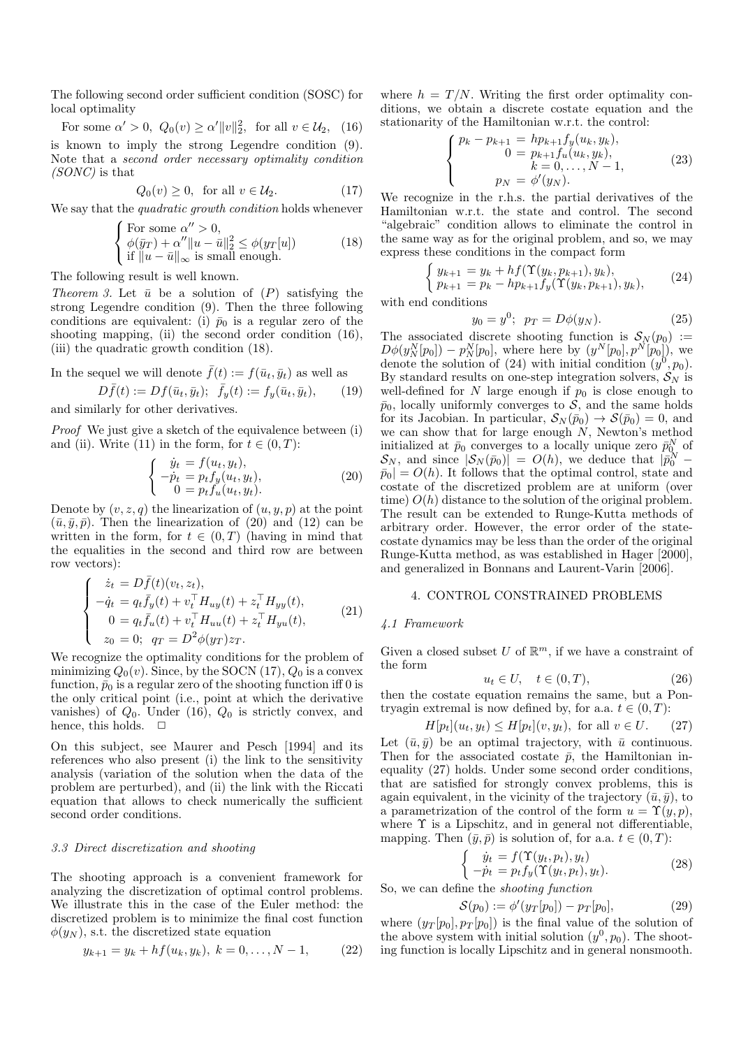The following second order sufficient condition (SOSC) for local optimality

$$\text{For some } \alpha' > 0,\ Q_0(v) \geq \alpha' \|v\|_2^2, \text{ for all } v \in \mathcal{U}_2, \quad (16)$$

is known to imply the strong Legendre condition (9). Note that a *second order necessary optimality condition (SONC)* is that

$$Q_0(v) \geq 0, \text{ for all } v \in \mathcal{U}_2. \quad (17)$$

We say that the *quadratic growth condition* holds whenever

$$\begin{cases} \text{For some } \alpha'' > 0, \\ \phi(\bar{y}_T) + \alpha'' \|u - \bar{u}\|_2^2 \leq \phi(y_T[u]) \\ \text{if } \|u - \bar{u}\|_\infty \text{ is small enough.} \end{cases} \quad (18)$$

The following result is well known.

*Theorem 3.* Let $\bar{u}$ be a solution of $(P)$ satisfying the strong Legendre condition (9). Then the three following conditions are equivalent: (i) $\bar{p}_0$ is a regular zero of the shooting mapping, (ii) the second order condition (16), (iii) the quadratic growth condition (18).

In the sequel we will denote $\bar{f}(t) := f(\bar{u}_t, \bar{y}_t)$ as well as

$$D\bar{f}(t) := Df(\bar{u}_t, \bar{y}_t);\ \bar{f}_y(t) := f_y(\bar{u}_t, \bar{y}_t), \quad (19)$$

and similarly for other derivatives.

*Proof* We just give a sketch of the equivalence between (i) and (ii). Write (11) in the form, for $t \in (0, T)$:

$$\begin{cases} \dot{y}_t = f(u_t, y_t), \\ -\dot{p}_t = p_t f_y(u_t, y_t), \\ 0 = p_t f_u(u_t, y_t). \end{cases} \quad (20)$$

Denote by $(v, z, q)$ the linearization of $(u, y, p)$ at the point $(\bar{u}, \bar{y}, \bar{p})$. Then the linearization of (20) and (12) can be written in the form, for $t \in (0, T)$ (having in mind that the equalities in the second and third row are between row vectors):

$$\begin{cases} \dot{z}_t = D\bar{f}(t)(v_t, z_t), \\ -\dot{q}_t = q_t \bar{f}_y(t) + v_t^\top H_{uy}(t) + z_t^\top H_{yy}(t), \\ 0 = q_t \bar{f}_u(t) + v_t^\top H_{uu}(t) + z_t^\top H_{yu}(t), \\ z_0 = 0;\ q_T = D^2\phi(y_T) z_T. \end{cases} \quad (21)$$

We recognize the optimality conditions for the problem of minimizing $Q_0(v)$. Since, by the SOCN (17), $Q_0$ is a convex function, $\bar{p}_0$ is a regular zero of the shooting function iff 0 is the only critical point (i.e., point at which the derivative vanishes) of $Q_0$. Under (16), $Q_0$ is strictly convex, and hence, this holds. $\square$

On this subject, see Maurer and Pesch [1994] and its references who also present (i) the link to the sensitivity analysis (variation of the solution when the data of the problem are perturbed), and (ii) the link with the Riccati equation that allows to check numerically the sufficient second order conditions.

### 3.3 Direct discretization and shooting

The shooting approach is a convenient framework for analyzing the discretization of optimal control problems. We illustrate this in the case of the Euler method: the discretized problem is to minimize the final cost function $\phi(y_N)$, s.t. the discretized state equation

$$y_{k+1} = y_k + hf(u_k, y_k),\ k = 0, \ldots, N-1, \quad (22)$$

where $h = T/N$. Writing the first order optimality conditions, we obtain a discrete costate equation and the stationarity of the Hamiltonian w.r.t. the control:

$$\begin{cases} p_k - p_{k+1} = h p_{k+1} f_y(u_k, y_k), \\ \quad\quad\quad 0 = p_{k+1} f_u(u_k, y_k), \\ \quad\quad\quad k = 0, \ldots, N-1, \\ \quad\quad p_N = \phi'(y_N). \end{cases} \quad (23)$$

We recognize in the r.h.s. the partial derivatives of the Hamiltonian w.r.t. the state and control. The second "algebraic" condition allows to eliminate the control in the same way as for the original problem, and so, we may express these conditions in the compact form

$$\begin{cases} y_{k+1} = y_k + hf(\Upsilon(y_k, p_{k+1}), y_k), \\ p_{k+1} = p_k - h p_{k+1} f_y(\Upsilon(y_k, p_{k+1}), y_k), \end{cases} \quad (24)$$

with end conditions

$$y_0 = y^0;\ p_T = D\phi(y_N). \quad (25)$$

The associated discrete shooting function is $\mathcal{S}_N(p_0) := D\phi(y_N^N[p_0]) - p_N^N[p_0]$, where here by $(y^N[p_0], p^N[p_0])$, we denote the solution of (24) with initial condition $(y^0, p_0)$. By standard results on one-step integration solvers, $\mathcal{S}_N$ is well-defined for $N$ large enough if $p_0$ is close enough to $\bar{p}_0$, locally uniformly converges to $\mathcal{S}$, and the same holds for its Jacobian. In particular, $\mathcal{S}_N(\bar{p}_0) \to \mathcal{S}(\bar{p}_0) = 0$, and we can show that for large enough $N$, Newton's method initialized at $\bar{p}_0$ converges to a locally unique zero $\bar{p}_0^N$ of $\mathcal{S}_N$, and since $|\mathcal{S}_N(\bar{p}_0)| = O(h)$, we deduce that $|\bar{p}_0^N - \bar{p}_0| = O(h)$. It follows that the optimal control, state and costate of the discretized problem are at uniform (over time) $O(h)$ distance to the solution of the original problem. The result can be extended to Runge-Kutta methods of arbitrary order. However, the error order of the state-costate dynamics may be less than the order of the original Runge-Kutta method, as was established in Hager [2000], and generalized in Bonnans and Laurent-Varin [2006].

## 4. CONTROL CONSTRAINED PROBLEMS

### 4.1 Framework

Given a closed subset $U$ of $\mathbb{R}^m$, if we have a constraint of the form

$$u_t \in U, \quad t \in (0, T), \quad (26)$$

then the costate equation remains the same, but a Pontryagin extremal is now defined by, for a.a. $t \in (0, T)$:

$$H[p_t](u_t, y_t) \leq H[p_t](v, y_t), \text{ for all } v \in U. \quad (27)$$

Let $(\bar{u}, \bar{y})$ be an optimal trajectory, with $\bar{u}$ continuous. Then for the associated costate $\bar{p}$, the Hamiltonian inequality (27) holds. Under some second order conditions, that are satisfied for strongly convex problems, this is again equivalent, in the vicinity of the trajectory $(\bar{u}, \bar{y})$, to a parametrization of the control of the form $u = \Upsilon(y, p)$, where $\Upsilon$ is a Lipschitz, and in general not differentiable, mapping. Then $(\bar{y}, \bar{p})$ is solution of, for a.a. $t \in (0, T)$:

$$\begin{cases} \dot{y}_t = f(\Upsilon(y_t, p_t), y_t) \\ -\dot{p}_t = p_t f_y(\Upsilon(y_t, p_t), y_t). \end{cases} \quad (28)$$

So, we can define the *shooting function*

$$\mathcal{S}(p_0) := \phi'(y_T[p_0]) - p_T[p_0], \quad (29)$$

where $(y_T[p_0], p_T[p_0])$ is the final value of the solution of the above system with initial solution $(y^0, p_0)$. The shooting function is locally Lipschitz and in general nonsmooth.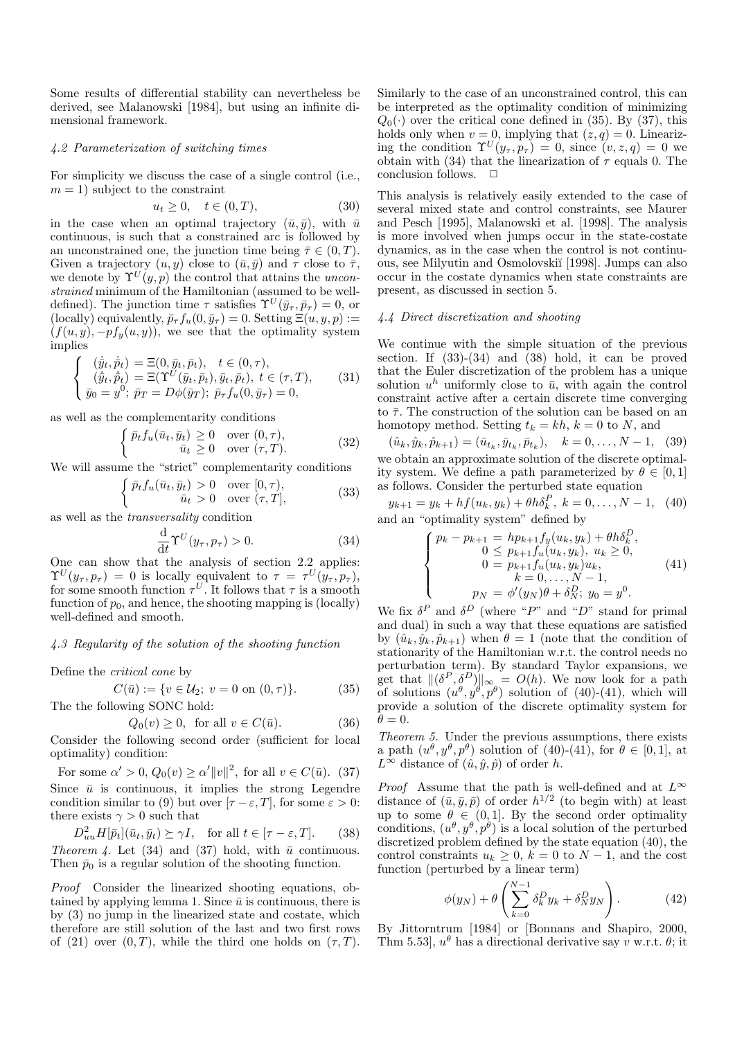Some results of differential stability can nevertheless be derived, see Malanowski [1984], but using an infinite dimensional framework.

### 4.2 Parameterization of switching times

For simplicity we discuss the case of a single control (i.e., $m = 1$) subject to the constraint

$$u_t \geq 0, \quad t \in (0, T), \tag{30}$$

in the case when an optimal trajectory $(\bar{u}, \bar{y})$, with $\bar{u}$ continuous, is such that a constrained arc is followed by an unconstrained one, the junction time being $\bar{\tau} \in (0, T)$. Given a trajectory $(u, y)$ close to $(\bar{u}, \bar{y})$ and $\tau$ close to $\bar{\tau}$, we denote by $\Upsilon^U(y, p)$ the control that attains the *unconstrained* minimum of the Hamiltonian (assumed to be well-defined). The junction time $\tau$ satisfies $\Upsilon^U(\bar{y}_\tau, \bar{p}_\tau) = 0$, or (locally) equivalently, $\bar{p}_\tau f_u(0, \bar{y}_\tau) = 0$. Setting $\Xi(u, y, p) := (f(u, y), -pf_y(u, y))$, we see that the optimality system implies

$$\begin{cases} (\dot{\bar{y}}_t, \dot{\bar{p}}_t) = \Xi(0, \bar{y}_t, \bar{p}_t), \quad t \in (0, \tau), \\ (\dot{\bar{y}}_t, \dot{\bar{p}}_t) = \Xi(\Upsilon^U(\bar{y}_t, \bar{p}_t), \bar{y}_t, \bar{p}_t), \; t \in (\tau, T), \\ \bar{y}_0 = y^0; \; \bar{p}_T = D\phi(\bar{y}_T); \; \bar{p}_\tau f_u(0, \bar{y}_\tau) = 0, \end{cases} \tag{31}$$

as well as the complementarity conditions

$$\begin{cases} \bar{p}_t f_u(\bar{u}_t, \bar{y}_t) \geq 0 & \text{over } (0, \tau), \\ \bar{u}_t \geq 0 & \text{over } (\tau, T). \end{cases} \tag{32}$$

We will assume the "strict" complementarity conditions

$$\begin{cases} \bar{p}_t f_u(\bar{u}_t, \bar{y}_t) > 0 & \text{over } [0, \tau), \\ \bar{u}_t > 0 & \text{over } (\tau, T], \end{cases} \tag{33}$$

as well as the *transversality* condition

$$\frac{\mathrm{d}}{\mathrm{d}t} \Upsilon^U(y_\tau, p_\tau) > 0. \tag{34}$$

One can show that the analysis of section 2.2 applies: $\Upsilon^U(y_\tau, p_\tau) = 0$ is locally equivalent to $\tau = \tau^U(y_\tau, p_\tau)$, for some smooth function $\tau^U$. It follows that $\tau$ is a smooth function of $p_0$, and hence, the shooting mapping is (locally) well-defined and smooth.

### 4.3 Regularity of the solution of the shooting function

Define the *critical cone* by

$$C(\bar{u}) := \{v \in \mathcal{U}_2; \; v = 0 \text{ on } (0, \tau)\}. \tag{35}$$

The the following SONC hold:

$$Q_0(v) \geq 0, \quad \text{for all } v \in C(\bar{u}). \tag{36}$$

Consider the following second order (sufficient for local optimality) condition:

$$\text{For some } \alpha' > 0, \, Q_0(v) \geq \alpha' \|v\|^2, \text{ for all } v \in C(\bar{u}). \tag{37}$$

Since $\bar{u}$ is continuous, it implies the strong Legendre condition similar to (9) but over $[\tau - \varepsilon, T]$, for some $\varepsilon > 0$: there exists $\gamma > 0$ such that

$$D^2_{uu} H[\bar{p}_t](\bar{u}_t, \bar{y}_t) \succeq \gamma I, \quad \text{for all } t \in [\tau - \varepsilon, T]. \tag{38}$$

*Theorem 4.* Let (34) and (37) hold, with $\bar{u}$ continuous. Then $\bar{p}_0$ is a regular solution of the shooting function.

*Proof* Consider the linearized shooting equations, obtained by applying lemma 1. Since $\bar{u}$ is continuous, there is by (3) no jump in the linearized state and costate, which therefore are still solution of the last and two first rows of (21) over $(0, T)$, while the third one holds on $(\tau, T)$. Similarly to the case of an unconstrained control, this can be interpreted as the optimality condition of minimizing $Q_0(\cdot)$ over the critical cone defined in (35). By (37), this holds only when $v = 0$, implying that $(z, q) = 0$. Linearizing the condition $\Upsilon^U(y_\tau, p_\tau) = 0$, since $(v, z, q) = 0$ we obtain with (34) that the linearization of $\tau$ equals 0. The conclusion follows. $\square$

This analysis is relatively easily extended to the case of several mixed state and control constraints, see Maurer and Pesch [1995], Malanowski et al. [1998]. The analysis is more involved when jumps occur in the state-costate dynamics, as in the case when the control is not continuous, see Milyutin and Osmolovskiĭ [1998]. Jumps can also occur in the costate dynamics when state constraints are present, as discussed in section 5.

### 4.4 Direct discretization and shooting

We continue with the simple situation of the previous section. If (33)-(34) and (38) hold, it can be proved that the Euler discretization of the problem has a unique solution $u^h$ uniformly close to $\bar{u}$, with again the control constraint active after a certain discrete time converging to $\bar{\tau}$. The construction of the solution can be based on an homotopy method. Setting $t_k = kh$, $k = 0$ to $N$, and

$$(\hat{u}_k, \hat{y}_k, \hat{p}_{k+1}) = (\bar{u}_{t_k}, \bar{y}_{t_k}, \bar{p}_{t_k}), \quad k = 0, \ldots, N-1, \tag{39}$$

we obtain an approximate solution of the discrete optimality system. We define a path parameterized by $\theta \in [0, 1]$ as follows. Consider the perturbed state equation

$$y_{k+1} = y_k + hf(u_k, y_k) + \theta h \delta^P_k, \; k = 0, \ldots, N-1, \tag{40}$$

and an "optimality system" defined by

$$\begin{cases} p_k - p_{k+1} = hp_{k+1} f_y(u_k, y_k) + \theta h \delta^D_k, \\ \quad 0 \leq p_{k+1} f_u(u_k, y_k), \; u_k \geq 0, \\ \quad 0 = p_{k+1} f_u(u_k, y_k) u_k, \\ \quad\quad k = 0, \ldots, N-1, \\ p_N = \phi'(y_N)\theta + \delta^D_N; \; y_0 = y^0. \end{cases} \tag{41}$$

We fix $\delta^P$ and $\delta^D$ (where "$P$" and "$D$" stand for primal and dual) in such a way that these equations are satisfied by $(\hat{u}_k, \hat{y}_k, \hat{p}_{k+1})$ when $\theta = 1$ (note that the condition of stationarity of the Hamiltonian w.r.t. the control needs no perturbation term). By standard Taylor expansions, we get that $\|(\delta^P, \delta^D)\|_\infty = O(h)$. We now look for a path of solutions $(u^\theta, y^\theta, p^\theta)$ solution of (40)-(41), which will provide a solution of the discrete optimality system for $\theta = 0$.

*Theorem 5.* Under the previous assumptions, there exists a path $(u^\theta, y^\theta, p^\theta)$ solution of (40)-(41), for $\theta \in [0, 1]$, at $L^\infty$ distance of $(\hat{u}, \hat{y}, \hat{p})$ of order $h$.

*Proof* Assume that the path is well-defined and at $L^\infty$ distance of $(\bar{u}, \bar{y}, \bar{p})$ of order $h^{1/2}$ (to begin with) at least up to some $\theta \in (0, 1]$. By the second order optimality conditions, $(u^\theta, y^\theta, p^\theta)$ is a local solution of the perturbed discretized problem defined by the state equation (40), the control constraints $u_k \geq 0$, $k = 0$ to $N - 1$, and the cost function (perturbed by a linear term)

$$\phi(y_N) + \theta \left( \sum_{k=0}^{N-1} \delta^D_k y_k + \delta^D_N y_N \right). \tag{42}$$

By Jittorntrum [1984] or [Bonnans and Shapiro, 2000, Thm 5.53], $u^\theta$ has a directional derivative say $v$ w.r.t. $\theta$; it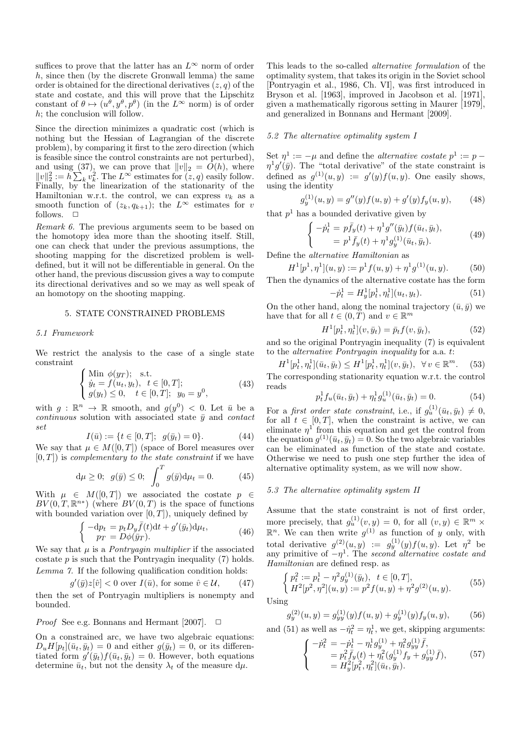suffices to prove that the latter has an $L^\infty$ norm of order $h$, since then (by the discrete Gronwall lemma) the same order is obtained for the directional derivatives $(z, q)$ of the state and costate, and this will prove that the Lipschitz constant of $\theta \mapsto (u^\theta, y^\theta, p^\theta)$ (in the $L^\infty$ norm) is of order $h$; the conclusion will follow.

Since the direction minimizes a quadratic cost (which is nothing but the Hessian of Lagrangian of the discrete problem), by comparing it first to the zero direction (which is feasible since the control constraints are not perturbed), and using (37), we can prove that $\|v\|_2 = O(h)$, where $\|v\|_2^2 := h \sum_k v_k^2$. The $L^\infty$ estimates for $(z, q)$ easily follow. Finally, by the linearization of the stationarity of the Hamiltonian w.r.t. the control, we can express $v_k$ as a smooth function of $(z_k, q_{k+1})$; the $L^\infty$ estimates for $v$ follows. $\square$

*Remark 6.* The previous arguments seem to be based on the homotopy idea more than the shooting itself. Still, one can check that under the previous assumptions, the shooting mapping for the discretized problem is well-defined, but it will not be differentiable in general. On the other hand, the previous discussion gives a way to compute its directional derivatives and so we may as well speak of an homotopy on the shooting mapping.

## 5. STATE CONSTRAINED PROBLEMS

### 5.1 Framework

We restrict the analysis to the case of a single state constraint

$$\begin{cases} \text{Min } \phi(y_T); \quad \text{s.t.} \\ \dot{y}_t = f(u_t, y_t), \quad t \in [0, T]; \\ g(y_t) \leq 0, \quad t \in [0, T]; \quad y_0 = y^0, \end{cases} \tag{43}$$

with $g : \mathbb{R}^n \to \mathbb{R}$ smooth, and $g(y^0) < 0$. Let $\bar{u}$ be a *continuous* solution with associated state $\bar{y}$ and *contact set*

$$I(\bar{u}) := \{t \in [0, T]; \; g(\bar{y}_t) = 0\}. \tag{44}$$

We say that $\mu \in M([0, T])$ (space of Borel measures over $[0, T]$) is *complementary to the state constraint* if we have

$$\mathrm{d}\mu \geq 0; \;\; g(\bar{y}) \leq 0; \;\; \int_0^T g(\bar{y}) \mathrm{d}\mu_t = 0. \tag{45}$$

With $\mu \in M([0, T])$ we associated the costate $p \in BV(0, T, \mathbb{R}^{n*})$ (where $BV(0, T)$ is the space of functions with bounded variation over $[0, T]$), uniquely defined by

$$\begin{cases} -\mathrm{d}p_t = p_t D_y \bar{f}(t) \mathrm{d}t + g'(\bar{y}_t) \mathrm{d}\mu_t, \\ p_T = D\phi(\bar{y}_T). \end{cases} \tag{46}$$

We say that $\mu$ is a *Pontryagin multiplier* if the associated costate $p$ is such that the Pontryagin inequality (7) holds.

*Lemma 7.* If the following qualification condition holds:

$$g'(\bar{y}) z[\hat{v}] < 0 \text{ over } I(\bar{u}), \text{ for some } \hat{v} \in \mathcal{U}, \tag{47}$$

then the set of Pontryagin multipliers is nonempty and bounded.

*Proof* See e.g. Bonnans and Hermant [2007]. $\square$

On a constrained arc, we have two algebraic equations: $D_u H[p_t](\bar{u}_t, \bar{y}_t) = 0$ and either $g(\bar{y}_t) = 0$, or its differentiated form $g'(\bar{y}_t) f(\bar{u}_t, \bar{y}_t) = 0$. However, both equations determine $\bar{u}_t$, but not the density $\lambda_t$ of the measure $\mathrm{d}\mu$.

This leads to the so-called *alternative formulation* of the optimality system, that takes its origin in the Soviet school [Pontryagin et al., 1986, Ch. VI], was first introduced in Bryson et al. [1963], improved in Jacobson et al. [1971], given a mathematically rigorous setting in Maurer [1979], and generalized in Bonnans and Hermant [2009].

### 5.2 The alternative optimality system I

Set $\eta^1 := -\mu$ and define the *alternative costate* $p^1 := p - \eta^1 g'(\bar{y})$. The "total derivative" of the state constraint is defined as $g^{(1)}(u, y) := g'(y) f(u, y)$. One easily shows, using the identity

$$g_y^{(1)}(u, y) = g''(y) f(u, y) + g'(y) f_y(u, y), \tag{48}$$

that $p^1$ has a bounded derivative given by

$$\begin{cases} -\dot{p}_t^1 = p \bar{f}_y(t) + \eta^1 g''(\bar{y}_t) f(\bar{u}_t, \bar{y}_t), \\ \quad\;\; = p^1 \bar{f}_y(t) + \eta^1 g_y^{(1)}(\bar{u}_t, \bar{y}_t). \end{cases} \tag{49}$$

Define the *alternative Hamiltonian* as

$$H^1[p^1, \eta^1](u, y) := p^1 f(u, y) + \eta^1 g^{(1)}(u, y). \tag{50}$$

Then the dynamics of the alternative costate has the form

$$-\dot{p}_t^1 = H_y^1[p_t^1, \eta_t^1](u_t, y_t). \tag{51}$$

On the other hand, along the nominal trajectory $(\bar{u}, \bar{y})$ we have that for all $t \in (0, T)$ and $v \in \mathbb{R}^m$

$$H^1[p_t^1, \eta_t^1](v, \bar{y}_t) = \bar{p}_t f(v, \bar{y}_t), \tag{52}$$

and so the original Pontryagin inequality (7) is equivalent to the *alternative Pontryagin inequality* for a.a. $t$:

$$H^1[p_t^1, \eta_t^1](\bar{u}_t, \bar{y}_t) \leq H^1[p_t^1, \eta_t^1](v, \bar{y}_t), \;\; \forall \, v \in \mathbb{R}^m. \tag{53}$$

The corresponding stationarity equation w.r.t. the control reads

$$p_t^1 f_u(\bar{u}_t, \bar{y}_t) + \eta_t^1 g_u^{(1)}(\bar{u}_t, \bar{y}_t) = 0. \tag{54}$$

For a *first order state constraint*, i.e., if $g_u^{(1)}(\bar{u}_t, \bar{y}_t) \neq 0$, for all $t \in [0, T]$, when the constraint is active, we can eliminate $\eta^1$ from this equation and get the control from the equation $g^{(1)}(\bar{u}_t, \bar{y}_t) = 0$. So the two algebraic variables can be eliminated as function of the state and costate. Otherwise we need to push one step further the idea of alternative optimality system, as we will now show.

### 5.3 The alternative optimality system II

Assume that the state constraint is not of first order, more precisely, that $g_u^{(1)}(v, y) = 0$, for all $(v, y) \in \mathbb{R}^m \times \mathbb{R}^n$. We can then write $g^{(1)}$ as function of $y$ only, with total derivative $g^{(2)}(u, y) := g_y^{(1)}(y) f(u, y)$. Let $\eta^2$ be any primitive of $-\eta^1$. The *second alternative costate and Hamiltonian* are defined resp. as

$$\begin{cases} p_t^2 := p_t^1 - \eta_t^2 g_y^{(1)}(\bar{y}_t), \;\; t \in [0, T], \\ H^2[p^2, \eta^2](u, y) := p^2 f(u, y) + \eta^2 g^{(2)}(u, y). \end{cases} \tag{55}$$

Using

$$g_y^{(2)}(u, y) = g_{yy}^{(1)}(y) f(u, y) + g_y^{(1)}(y) f_y(u, y), \tag{56}$$

and (51) as well as $-\dot{\eta}_t^2 = \eta_t^1$, we get, skipping arguments:

$$\begin{cases} -\dot{p}_t^2 = -\dot{p}_t^1 - \eta_t^1 g_y^{(1)} + \eta_t^2 g_{yy}^{(1)} \bar{f}, \\ \quad\;\; = p_t^2 \bar{f}_y(t) + \eta_t^2 (g_y^{(1)} f_y + g_{yy}^{(1)} \bar{f}), \\ \quad\;\; = H_y^2[p_t^2, \eta_t^2](\bar{u}_t, \bar{y}_t). \end{cases} \tag{57}$$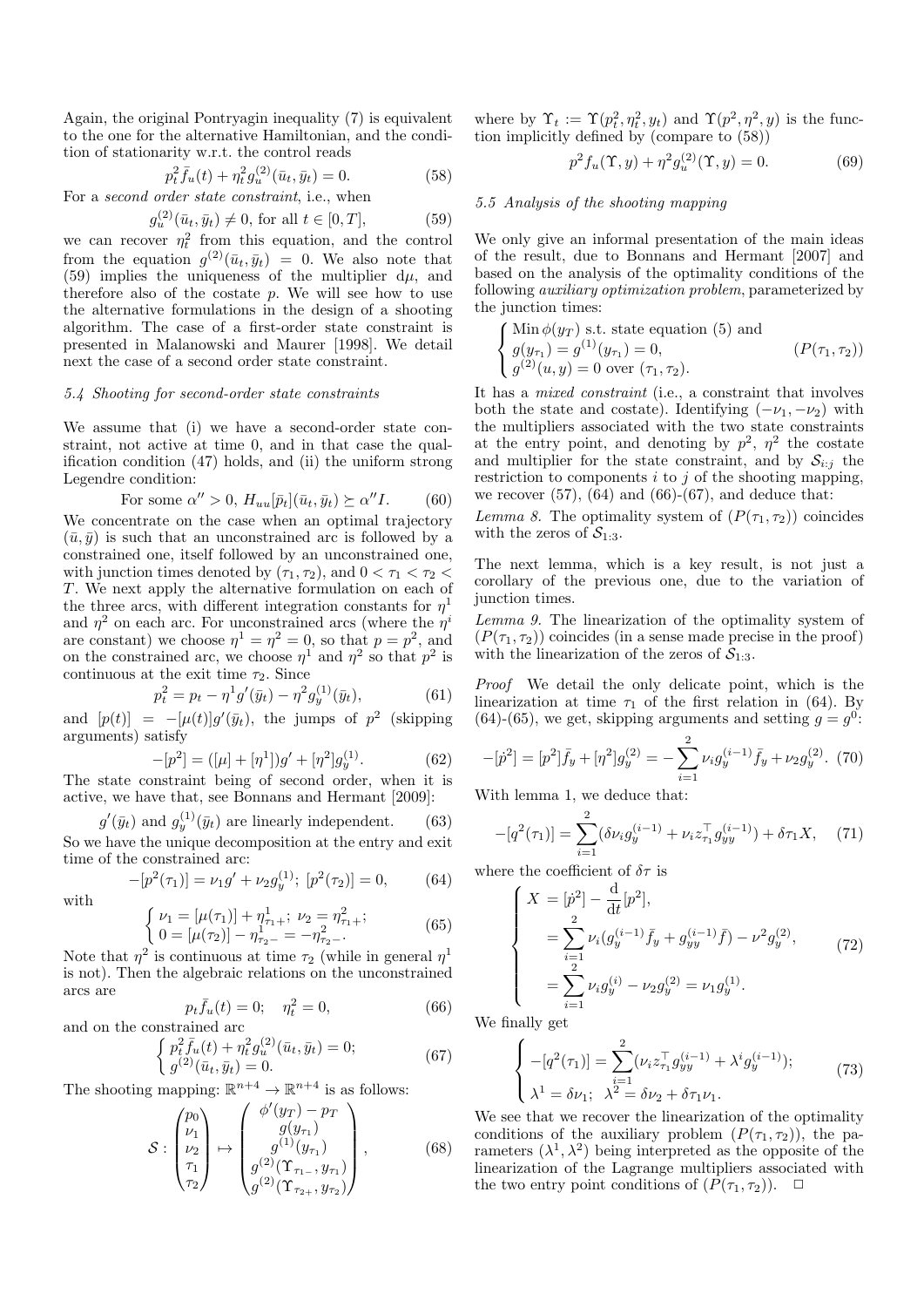Again, the original Pontryagin inequality (7) is equivalent to the one for the alternative Hamiltonian, and the condition of stationarity w.r.t. the control reads

$$p_t^2 \bar{f}_u(t) + \eta_t^2 g_u^{(2)}(\bar{u}_t, \bar{y}_t) = 0. \tag{58}$$

For a *second order state constraint*, i.e., when

$$g_u^{(2)}(\bar{u}_t, \bar{y}_t) \neq 0, \text{ for all } t \in [0,T], \tag{59}$$

we can recover $\eta_t^2$ from this equation, and the control from the equation $g^{(2)}(\bar{u}_t, \bar{y}_t) = 0$. We also note that (59) implies the uniqueness of the multiplier $\mathrm{d}\mu$, and therefore also of the costate $p$. We will see how to use the alternative formulations in the design of a shooting algorithm. The case of a first-order state constraint is presented in Malanowski and Maurer [1998]. We detail next the case of a second order state constraint.

### 5.4 Shooting for second-order state constraints

We assume that (i) we have a second-order state constraint, not active at time 0, and in that case the qualification condition (47) holds, and (ii) the uniform strong Legendre condition:

$$\text{For some } \alpha'' > 0, \; H_{uu}[\bar{p}_t](\bar{u}_t, \bar{y}_t) \succeq \alpha'' I. \tag{60}$$

We concentrate on the case when an optimal trajectory $(\bar{u}, \bar{y})$ is such that an unconstrained arc is followed by a constrained one, itself followed by an unconstrained one, with junction times denoted by $(\tau_1, \tau_2)$, and $0 < \tau_1 < \tau_2 < T$. We next apply the alternative formulation on each of the three arcs, with different integration constants for $\eta^1$ and $\eta^2$ on each arc. For unconstrained arcs (where the $\eta^i$ are constant) we choose $\eta^1 = \eta^2 = 0$, so that $p = p^2$, and on the constrained arc, we choose $\eta^1$ and $\eta^2$ so that $p^2$ is continuous at the exit time $\tau_2$. Since

$$p_t^2 = p_t - \eta^1 g'(\bar{y}_t) - \eta^2 g_y^{(1)}(\bar{y}_t), \tag{61}$$

and $[p(t)] = -[\mu(t)] g'(\bar{y}_t)$, the jumps of $p^2$ (skipping arguments) satisfy

$$-[p^2] = ([\mu] + [\eta^1]) g' + [\eta^2] g_y^{(1)}. \tag{62}$$

The state constraint being of second order, when it is active, we have that, see Bonnans and Hermant [2009]:

$$g'(\bar{y}_t) \text{ and } g_y^{(1)}(\bar{y}_t) \text{ are linearly independent.} \tag{63}$$

So we have the unique decomposition at the entry and exit time of the constrained arc:

$$-[p^2(\tau_1)] = \nu_1 g' + \nu_2 g_y^{(1)}; \; [p^2(\tau_2)] = 0, \tag{64}$$

with

$$\begin{cases} \nu_1 = [\mu(\tau_1)] + \eta_{\tau_1+}^1; \; \nu_2 = \eta_{\tau_1+}^2; \\ 0 = [\mu(\tau_2)] - \eta_{\tau_2-}^1 = -\eta_{\tau_2-}^2. \end{cases} \tag{65}$$

Note that $\eta^2$ is continuous at time $\tau_2$ (while in general $\eta^1$ is not). Then the algebraic relations on the unconstrained arcs are

$$p_t \bar{f}_u(t) = 0; \quad \eta_t^2 = 0, \tag{66}$$

and on the constrained arc

$$\begin{cases} p_t^2 \bar{f}_u(t) + \eta_t^2 g_u^{(2)}(\bar{u}_t, \bar{y}_t) = 0; \\ g^{(2)}(\bar{u}_t, \bar{y}_t) = 0. \end{cases} \tag{67}$$

The shooting mapping: $\mathbb{R}^{n+4} \to \mathbb{R}^{n+4}$ is as follows:

$$\mathcal{S} : \begin{pmatrix} p_0 \\ \nu_1 \\ \nu_2 \\ \tau_1 \\ \tau_2 \end{pmatrix} \mapsto \begin{pmatrix} \phi'(y_T) - p_T \\ g(y_{\tau_1}) \\ g^{(1)}(y_{\tau_1}) \\ g^{(2)}(\Upsilon_{\tau_1-}, y_{\tau_1}) \\ g^{(2)}(\Upsilon_{\tau_2+}, y_{\tau_2}) \end{pmatrix}, \tag{68}$$

where by $\Upsilon_t := \Upsilon(p_t^2, \eta_t^2, y_t)$ and $\Upsilon(p^2, \eta^2, y)$ is the function implicitly defined by (compare to (58))

$$p^2 f_u(\Upsilon, y) + \eta^2 g_u^{(2)}(\Upsilon, y) = 0. \tag{69}$$

### 5.5 Analysis of the shooting mapping

We only give an informal presentation of the main ideas of the result, due to Bonnans and Hermant [2007] and based on the analysis of the optimality conditions of the following *auxiliary optimization problem*, parameterized by the junction times:

$$\begin{cases} \text{Min } \phi(y_T) \text{ s.t. state equation (5) and} \\ g(y_{\tau_1}) = g^{(1)}(y_{\tau_1}) = 0, \\ g^{(2)}(u, y) = 0 \text{ over } (\tau_1, \tau_2). \end{cases} \tag{$P(\tau_1, \tau_2)$}$$

It has a *mixed constraint* (i.e., a constraint that involves both the state and costate). Identifying $(-\nu_1, -\nu_2)$ with the multipliers associated with the two state constraints at the entry point, and denoting by $p^2$, $\eta^2$ the costate and multiplier for the state constraint, and by $\mathcal{S}_{i:j}$ the restriction to components $i$ to $j$ of the shooting mapping, we recover (57), (64) and (66)-(67), and deduce that:

*Lemma 8.* The optimality system of $(P(\tau_1, \tau_2))$ coincides with the zeros of $\mathcal{S}_{1:3}$.

The next lemma, which is a key result, is not just a corollary of the previous one, due to the variation of junction times.

*Lemma 9.* The linearization of the optimality system of $(P(\tau_1, \tau_2))$ coincides (in a sense made precise in the proof) with the linearization of the zeros of $\mathcal{S}_{1:3}$.

*Proof* We detail the only delicate point, which is the linearization at time $\tau_1$ of the first relation in (64). By (64)-(65), we get, skipping arguments and setting $g = g^0$:

$$-[\dot{p}^2] = [p^2] \bar{f}_y + [\eta^2] g_y^{(2)} = -\sum_{i=1}^{2} \nu_i g_y^{(i-1)} \bar{f}_y + \nu_2 g_y^{(2)}. \tag{70}$$

With lemma 1, we deduce that:

$$-[q^2(\tau_1)] = \sum_{i=1}^{2} (\delta\nu_i g_y^{(i-1)} + \nu_i z_{\tau_1}^\top g_{yy}^{(i-1)}) + \delta\tau_1 X, \tag{71}$$

where the coefficient of $\delta\tau$ is

$$\begin{cases} X = [\dot{p}^2] - \dfrac{\mathrm{d}}{\mathrm{d}t}[p^2], \\ \quad = \displaystyle\sum_{i=1}^{2} \nu_i (g_y^{(i-1)} \bar{f}_y + g_{yy}^{(i-1)} \bar{f}) - \nu^2 g_y^{(2)}, \\ \quad = \displaystyle\sum_{i=1}^{2} \nu_i g_y^{(i)} - \nu_2 g_y^{(2)} = \nu_1 g_y^{(1)}. \end{cases} \tag{72}$$

We finally get

$$\begin{cases} -[q^2(\tau_1)] = \displaystyle\sum_{i=1}^{2} (\nu_i z_{\tau_1}^\top g_{yy}^{(i-1)} + \lambda^i g_y^{(i-1)}); \\ \lambda^1 = \delta\nu_1; \; \lambda^2 = \delta\nu_2 + \delta\tau_1 \nu_1. \end{cases} \tag{73}$$

We see that we recover the linearization of the optimality conditions of the auxiliary problem $(P(\tau_1, \tau_2))$, the parameters $(\lambda^1, \lambda^2)$ being interpreted as the opposite of the linearization of the Lagrange multipliers associated with the two entry point conditions of $(P(\tau_1, \tau_2))$. $\square$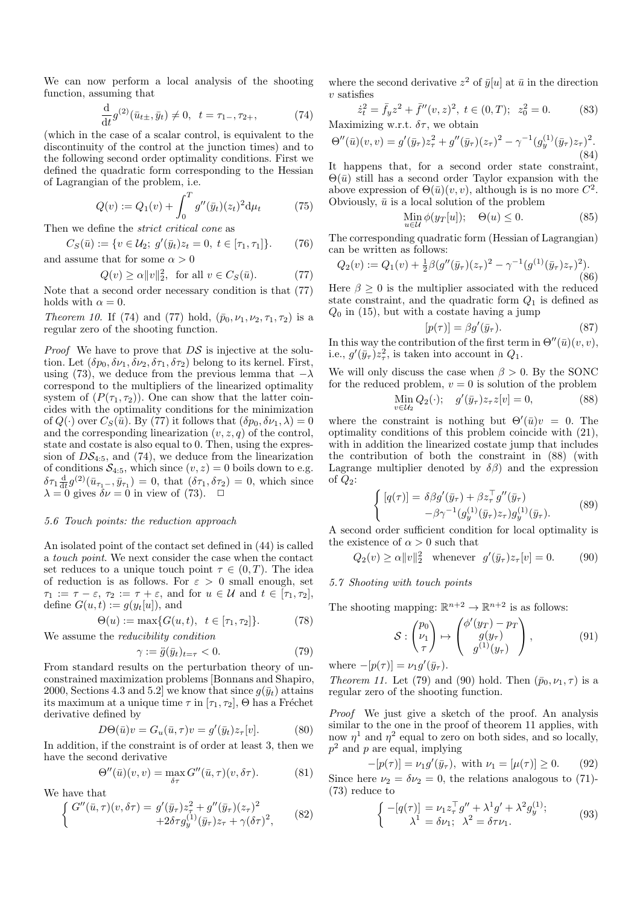We can now perform a local analysis of the shooting function, assuming that

$$\frac{\mathrm{d}}{\mathrm{d}t} g^{(2)}(\bar{u}_{t\pm}, \bar{y}_t) \neq 0, \quad t = \tau_{1-}, \tau_{2+}, \tag{74}$$

(which in the case of a scalar control, is equivalent to the discontinuity of the control at the junction times) and to the following second order optimality conditions. First we defined the quadratic form corresponding to the Hessian of Lagrangian of the problem, i.e.

$$Q(v) := Q_1(v) + \int_0^T g''(\bar{y}_t)(z_t)^2 \mathrm{d}\mu_t \tag{75}$$

Then we define the *strict critical cone* as

$$C_S(\bar{u}) := \{v \in \mathcal{U}_2;\ g'(\bar{y}_t) z_t = 0,\ t \in [\tau_1, \tau_1]\}. \tag{76}$$

and assume that for some $\alpha > 0$

$$Q(v) \geq \alpha \|v\|_2^2, \quad \text{for all } v \in C_S(\bar{u}). \tag{77}$$

Note that a second order necessary condition is that (77) holds with $\alpha = 0$.

*Theorem 10.* If (74) and (77) hold, $(\bar{p}_0, \nu_1, \nu_2, \tau_1, \tau_2)$ is a regular zero of the shooting function.

*Proof* We have to prove that $D\mathcal{S}$ is injective at the solution. Let $(\delta p_0, \delta\nu_1, \delta\nu_2, \delta\tau_1, \delta\tau_2)$ belong to its kernel. First, using (73), we deduce from the previous lemma that $-\lambda$ correspond to the multipliers of the linearized optimality system of $(P(\tau_1, \tau_2))$. One can show that the latter coincides with the optimality conditions for the minimization of $Q(\cdot)$ over $C_S(\bar{u})$. By (77) it follows that $(\delta p_0, \delta\nu_1, \lambda) = 0$ and the corresponding linearization $(v, z, q)$ of the control, state and costate is also equal to 0. Then, using the expression of $D\mathcal{S}_{4:5}$, and (74), we deduce from the linearization of conditions $\mathcal{S}_{4:5}$, which since $(v, z) = 0$ boils down to e.g. $\delta\tau_1 \frac{\mathrm{d}}{\mathrm{d}t} g^{(2)}(\bar{u}_{\tau_1-}, \bar{y}_{\tau_1}) = 0$, that $(\delta\tau_1, \delta\tau_2) = 0$, which since $\lambda = 0$ gives $\delta\nu = 0$ in view of (73). $\square$

### 5.6 Touch points: the reduction approach

An isolated point of the contact set defined in (44) is called a *touch point*. We next consider the case when the contact set reduces to a unique touch point $\tau \in (0, T)$. The idea of reduction is as follows. For $\varepsilon > 0$ small enough, set $\tau_1 := \tau - \varepsilon$, $\tau_2 := \tau + \varepsilon$, and for $u \in \mathcal{U}$ and $t \in [\tau_1, \tau_2]$, define $G(u, t) := g(y_t[u])$, and

$$\Theta(u) := \max\{G(u, t),\ t \in [\tau_1, \tau_2]\}. \tag{78}$$

We assume the *reducibility condition*

$$\gamma := \ddot{g}(\bar{y}_t)_{t=\tau} < 0. \tag{79}$$

From standard results on the perturbation theory of unconstrained maximization problems [Bonnans and Shapiro, 2000, Sections 4.3 and 5.2] we know that since $g(\bar{y}_t)$ attains its maximum at a unique time $\tau$ in $[\tau_1, \tau_2]$, $\Theta$ has a Fréchet derivative defined by

$$D\Theta(\bar{u})v = G_u(\bar{u}, \tau)v = g'(\bar{y}_t) z_\tau[v]. \tag{80}$$

In addition, if the constraint is of order at least 3, then we have the second derivative

$$\Theta''(\bar{u})(v, v) = \max_{\delta\tau} G''(\bar{u}, \tau)(v, \delta\tau). \tag{81}$$

We have that

$$\left\{ \begin{array}{l} G''(\bar{u}, \tau)(v, \delta\tau) = g'(\bar{y}_\tau) z_\tau^2 + g''(\bar{y}_\tau)(z_\tau)^2 \\ \qquad\qquad +2\delta\tau g_y^{(1)}(\bar{y}_\tau) z_\tau + \gamma(\delta\tau)^2, \end{array} \right. \tag{82}$$

where the second derivative $z^2$ of $\bar{y}[u]$ at $\bar{u}$ in the direction $v$ satisfies

$$\dot{z}_t^2 = \bar{f}_y z^2 + \bar{f}''(v, z)^2,\ t \in (0, T);\ \ z_0^2 = 0. \tag{83}$$

Maximizing w.r.t. $\delta\tau$, we obtain

$$\Theta''(\bar{u})(v, v) = g'(\bar{y}_\tau) z_\tau^2 + g''(\bar{y}_\tau)(z_\tau)^2 - \gamma^{-1}(g_y^{(1)}(\bar{y}_\tau) z_\tau)^2. \tag{84}$$

It happens that, for a second order state constraint, $\Theta(\bar{u})$ still has a second order Taylor expansion with the above expression of $\Theta(\bar{u})(v, v)$, although is is no more $C^2$. Obviously, $\bar{u}$ is a local solution of the problem

$$\operatorname*{Min}_{u \in \mathcal{U}} \phi(y_T[u]); \quad \Theta(u) \leq 0. \tag{85}$$

The corresponding quadratic form (Hessian of Lagrangian) can be written as follows:

$$Q_2(v) := Q_1(v) + \tfrac{1}{2}\beta(g''(\bar{y}_\tau)(z_\tau)^2 - \gamma^{-1}(g^{(1)}(\bar{y}_\tau) z_\tau)^2). \tag{86}$$

Here $\beta \geq 0$ is the multiplier associated with the reduced state constraint, and the quadratic form $Q_1$ is defined as $Q_0$ in (15), but with a costate having a jump

$$[p(\tau)] = \beta g'(\bar{y}_\tau). \tag{87}$$

In this way the contribution of the first term in $\Theta''(\bar{u})(v, v)$, i.e., $g'(\bar{y}_\tau) z_\tau^2$, is taken into account in $Q_1$.

We will only discuss the case when $\beta > 0$. By the SONC for the reduced problem, $v = 0$ is solution of the problem

$$\operatorname*{Min}_{v \in \mathcal{U}_2} Q_2(\cdot); \quad g'(\bar{y}_\tau) z_\tau[v] = 0, \tag{88}$$

where the constraint is nothing but $\Theta'(\bar{u})v = 0$. The optimality conditions of this problem coincide with (21), with in addition the linearized costate jump that includes the contribution of both the constraint in (88) (with Lagrange multiplier denoted by $\delta\beta$) and the expression of $Q_2$:

$$\left\{ \begin{array}{l} [q(\tau)] = \delta\beta g'(\bar{y}_\tau) + \beta z_\tau^\top g''(\bar{y}_\tau) \\ \qquad\qquad -\beta\gamma^{-1}(g_y^{(1)}(\bar{y}_\tau) z_\tau) g_y^{(1)}(\bar{y}_\tau). \end{array} \right. \tag{89}$$

A second order sufficient condition for local optimality is the existence of $\alpha > 0$ such that

$$Q_2(v) \geq \alpha \|v\|_2^2 \quad \text{whenever} \quad g'(\bar{y}_\tau) z_\tau[v] = 0. \tag{90}$$

### 5.7 Shooting with touch points

The shooting mapping: $\mathbb{R}^{n+2} \to \mathbb{R}^{n+2}$ is as follows:

$$\mathcal{S} : \begin{pmatrix} p_0 \\ \nu_1 \\ \tau \end{pmatrix} \mapsto \begin{pmatrix} \phi'(y_T) - p_T \\ g(y_\tau) \\ g^{(1)}(y_\tau) \end{pmatrix}, \tag{91}$$

where $-[p(\tau)] = \nu_1 g'(\bar{y}_\tau)$.

*Theorem 11.* Let (79) and (90) hold. Then $(\bar{p}_0, \nu_1, \tau)$ is a regular zero of the shooting function.

*Proof* We just give a sketch of the proof. An analysis similar to the one in the proof of theorem 11 applies, with now $\eta^1$ and $\eta^2$ equal to zero on both sides, and so locally, $p^2$ and $p$ are equal, implying

$$-[p(\tau)] = \nu_1 g'(\bar{y}_\tau), \text{ with } \nu_1 = [\mu(\tau)] \geq 0. \tag{92}$$

Since here $\nu_2 = \delta\nu_2 = 0$, the relations analogous to (71)-(73) reduce to

$$\left\{ \begin{array}{l} -[q(\tau)] = \nu_1 z_\tau^\top g'' + \lambda^1 g' + \lambda^2 g_y^{(1)}; \\ \qquad \lambda^1 = \delta\nu_1;\ \ \lambda^2 = \delta\tau\nu_1. \end{array} \right. \tag{93}$$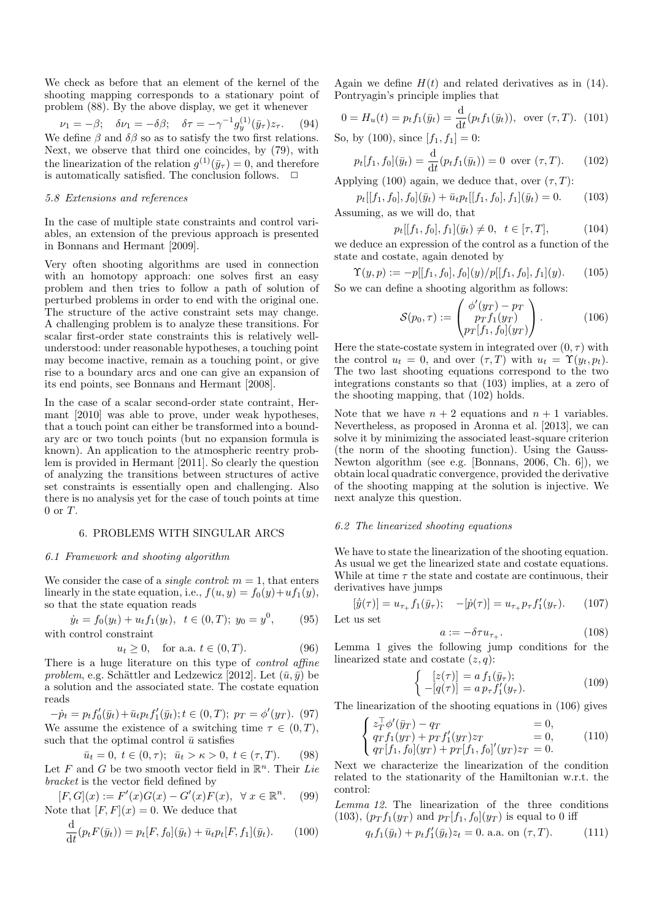We check as before that an element of the kernel of the shooting mapping corresponds to a stationary point of problem (88). By the above display, we get it whenever

$$\nu_1 = -\beta; \quad \delta\nu_1 = -\delta\beta; \quad \delta\tau = -\gamma^{-1} g_y^{(1)}(\bar{y}_\tau) z_\tau. \quad (94)$$

We define $\beta$ and $\delta\beta$ so as to satisfy the two first relations. Next, we observe that third one coincides, by (79), with the linearization of the relation $g^{(1)}(\bar{y}_\tau) = 0$, and therefore is automatically satisfied. The conclusion follows. $\square$

### 5.8 Extensions and references

In the case of multiple state constraints and control variables, an extension of the previous approach is presented in Bonnans and Hermant [2009].

Very often shooting algorithms are used in connection with an homotopy approach: one solves first an easy problem and then tries to follow a path of solution of perturbed problems in order to end with the original one. The structure of the active constraint sets may change. A challenging problem is to analyze these transitions. For scalar first-order state constraints this is relatively well-understood: under reasonable hypotheses, a touching point may become inactive, remain as a touching point, or give rise to a boundary arcs and one can give an expansion of its end points, see Bonnans and Hermant [2008].

In the case of a scalar second-order state contraint, Hermant [2010] was able to prove, under weak hypotheses, that a touch point can either be transformed into a boundary arc or two touch points (but no expansion formula is known). An application to the atmospheric reentry problem is provided in Hermant [2011]. So clearly the question of analyzing the transitions between structures of active set constraints is essentially open and challenging. Also there is no analysis yet for the case of touch points at time 0 or $T$.

## 6. PROBLEMS WITH SINGULAR ARCS

### 6.1 Framework and shooting algorithm

We consider the case of a *single control*: $m = 1$, that enters linearly in the state equation, i.e., $f(u, y) = f_0(y) + uf_1(y)$, so that the state equation reads

$$\dot{y}_t = f_0(y_t) + u_t f_1(y_t), \quad t \in (0, T); \; y_0 = y^0, \quad (95)$$

with control constraint

$$u_t \geq 0, \quad \text{for a.a. } t \in (0, T). \quad (96)$$

There is a huge literature on this type of *control affine problem*, e.g. Schättler and Ledzewicz [2012]. Let $(\bar{u}, \bar{y})$ be a solution and the associated state. The costate equation reads

$$-\dot{p}_t = p_t f_0'(\bar{y}_t) + \bar{u}_t p_t f_1'(\bar{y}_t); t \in (0, T); \; p_T = \phi'(y_T). \quad (97)$$

We assume the existence of a switching time $\tau \in (0, T)$, such that the optimal control $\bar{u}$ satisfies

$$\bar{u}_t = 0, \; t \in (0, \tau); \;\; \bar{u}_t > \kappa > 0, \; t \in (\tau, T). \quad (98)$$

Let $F$ and $G$ be two smooth vector field in $\mathbb{R}^n$. Their *Lie bracket* is the vector field defined by

$$[F, G](x) := F'(x)G(x) - G'(x)F(x), \;\; \forall\, x \in \mathbb{R}^n. \quad (99)$$

Note that $[F, F](x) = 0$. We deduce that

$$\frac{\mathrm{d}}{\mathrm{d}t}(p_t F(\bar{y}_t)) = p_t [F, f_0](\bar{y}_t) + \bar{u}_t p_t [F, f_1](\bar{y}_t). \quad (100)$$

Again we define $H(t)$ and related derivatives as in (14). Pontryagin's principle implies that

$$0 = H_u(t) = p_t f_1(\bar{y}_t) = \frac{\mathrm{d}}{\mathrm{d}t}(p_t f_1(\bar{y}_t)), \;\; \text{over } (\tau, T). \quad (101)$$

So, by (100), since $[f_1, f_1] = 0$:

$$p_t [f_1, f_0](\bar{y}_t) = \frac{\mathrm{d}}{\mathrm{d}t}(p_t f_1(\bar{y}_t)) = 0 \;\; \text{over } (\tau, T). \quad (102)$$

Applying (100) again, we deduce that, over $(\tau, T)$:

$$p_t [[f_1, f_0], f_0](\bar{y}_t) + \bar{u}_t p_t [[f_1, f_0], f_1](\bar{y}_t) = 0. \quad (103)$$

Assuming, as we will do, that

$$p_t [[f_1, f_0], f_1](\bar{y}_t) \neq 0, \;\; t \in [\tau, T], \quad (104)$$

we deduce an expression of the control as a function of the state and costate, again denoted by

$$\Upsilon(y, p) := -p[[f_1, f_0], f_0](y) / p[[f_1, f_0], f_1](y). \quad (105)$$

So we can define a shooting algorithm as follows:

$$\mathcal{S}(p_0, \tau) := \begin{pmatrix} \phi'(y_T) - p_T \\ p_T f_1(y_T) \\ p_T [f_1, f_0](y_T) \end{pmatrix}. \quad (106)$$

Here the state-costate system in integrated over $(0, \tau)$ with the control $u_t = 0$, and over $(\tau, T)$ with $u_t = \Upsilon(y_t, p_t)$. The two last shooting equations correspond to the two integrations constants so that (103) implies, at a zero of the shooting mapping, that (102) holds.

Note that we have $n + 2$ equations and $n + 1$ variables. Nevertheless, as proposed in Aronna et al. [2013], we can solve it by minimizing the associated least-square criterion (the norm of the shooting function). Using the Gauss-Newton algorithm (see e.g. [Bonnans, 2006, Ch. 6]), we obtain local quadratic convergence, provided the derivative of the shooting mapping at the solution is injective. We next analyze this question.

### 6.2 The linearized shooting equations

We have to state the linearization of the shooting equation. As usual we get the linearized state and costate equations. While at time $\tau$ the state and costate are continuous, their derivatives have jumps

$$[\dot{y}(\tau)] = u_{\tau_+} f_1(\bar{y}_\tau); \quad -[\dot{p}(\tau)] = u_{\tau_+} p_\tau f_1'(y_\tau). \quad (107)$$

Let us set

$$a := -\delta\tau u_{\tau_+}. \quad (108)$$

Lemma 1 gives the following jump conditions for the linearized state and costate $(z, q)$:

$$\begin{cases} \;\; [z(\tau)] = a\, f_1(\bar{y}_\tau); \\ -[q(\tau)] = a\, p_\tau f_1'(y_\tau). \end{cases} \quad (109)$$

The linearization of the shooting equations in (106) gives

$$\begin{cases} z_T^\top \phi'(\bar{y}_T) - q_T & = 0, \\ q_T f_1(y_T) + p_T f_1'(y_T) z_T & = 0, \\ q_T [f_1, f_0](y_T) + p_T [f_1, f_0]'(y_T) z_T & = 0. \end{cases} \quad (110)$$

Next we characterize the linearization of the condition related to the stationarity of the Hamiltonian w.r.t. the control:

*Lemma 12.* The linearization of the three conditions (103), $(p_T f_1(y_T)$ and $p_T [f_1, f_0](y_T)$ is equal to 0 iff

$$q_t f_1(\bar{y}_t) + p_t f_1'(\bar{y}_t) z_t = 0. \text{ a.a. on } (\tau, T). \quad (111)$$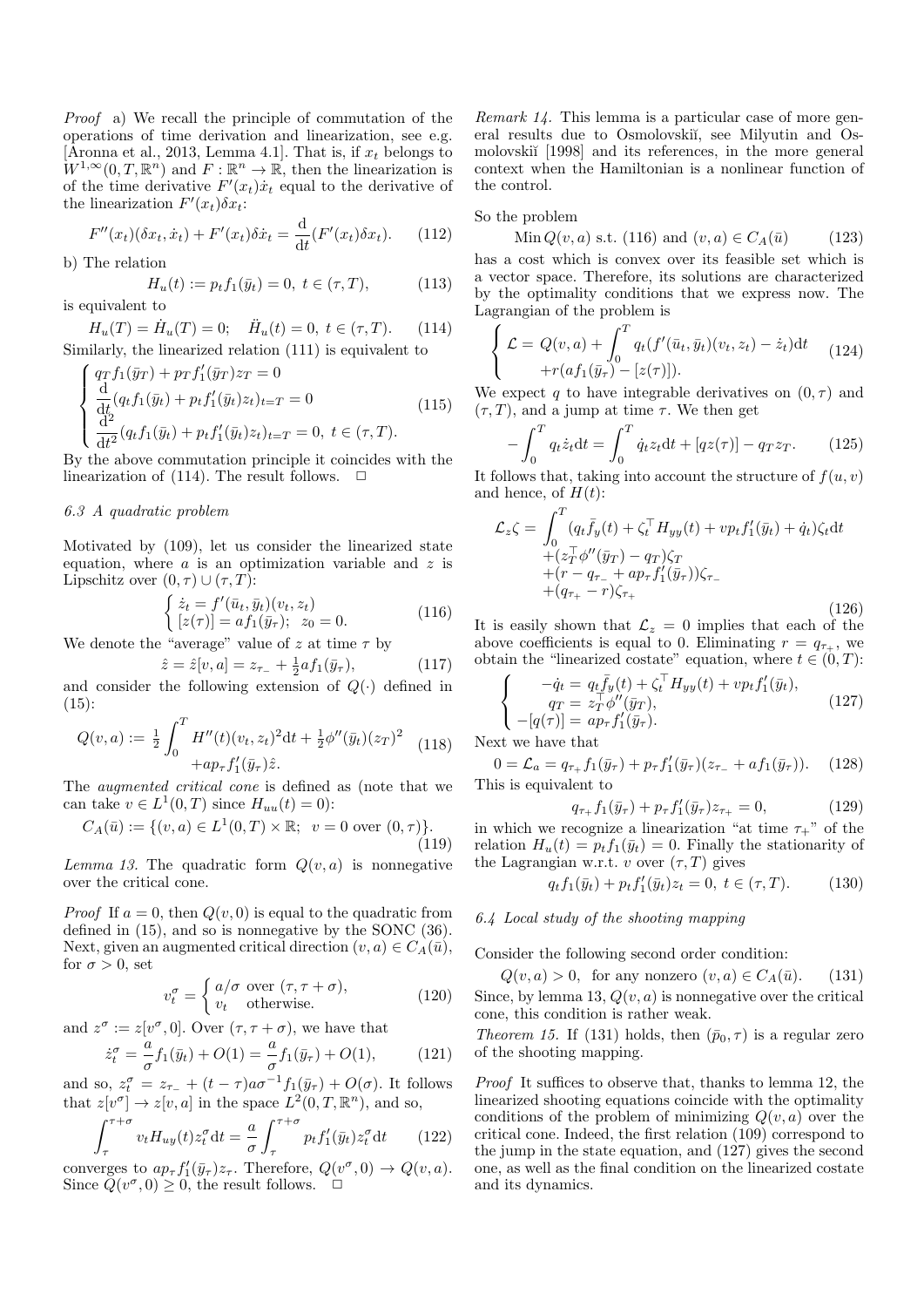*Proof* a) We recall the principle of commutation of the operations of time derivation and linearization, see e.g. [Aronna et al., 2013, Lemma 4.1]. That is, if $x_t$ belongs to $W^{1,\infty}(0,T,\mathbb{R}^n)$ and $F:\mathbb{R}^n \to \mathbb{R}$, then the linearization is of the time derivative $F'(x_t)\dot{x}_t$ equal to the derivative of the linearization $F'(x_t)\delta x_t$:

$$F''(x_t)(\delta x_t, \dot{x}_t) + F'(x_t)\delta \dot{x}_t = \frac{\mathrm{d}}{\mathrm{d}t}(F'(x_t)\delta x_t). \tag{112}$$

b) The relation

$$H_u(t) := p_t f_1(\bar{y}_t) = 0, \; t \in (\tau, T), \tag{113}$$

is equivalent to

$$H_u(T) = \dot{H}_u(T) = 0; \quad \ddot{H}_u(t) = 0, \; t \in (\tau, T). \tag{114}$$

Similarly, the linearized relation (111) is equivalent to

$$\begin{cases} q_T f_1(\bar{y}_T) + p_T f_1'(\bar{y}_T) z_T = 0 \\ \dfrac{\mathrm{d}}{\mathrm{d}t}(q_t f_1(\bar{y}_t) + p_t f_1'(\bar{y}_t) z_t)_{t=T} = 0 \\ \dfrac{\mathrm{d}^2}{\mathrm{d}t^2}(q_t f_1(\bar{y}_t) + p_t f_1'(\bar{y}_t) z_t)_{t=T} = 0, \; t \in (\tau, T). \end{cases} \tag{115}$$

By the above commutation principle it coincides with the linearization of (114). The result follows. $\square$

### 6.3 A quadratic problem

Motivated by (109), let us consider the linearized state equation, where $a$ is an optimization variable and $z$ is Lipschitz over $(0,\tau) \cup (\tau, T)$:

$$\begin{cases} \dot{z}_t = f'(\bar{u}_t, \bar{y}_t)(v_t, z_t) \\ [z(\tau)] = a f_1(\bar{y}_\tau); \;\; z_0 = 0. \end{cases} \tag{116}$$

We denote the "average" value of $z$ at time $\tau$ by

$$\hat{z} = \hat{z}[v,a] = z_{\tau_-} + \tfrac{1}{2} a f_1(\bar{y}_\tau), \tag{117}$$

and consider the following extension of $Q(\cdot)$ defined in (15):

$$Q(v,a) := \tfrac{1}{2}\int_0^T H''(t)(v_t, z_t)^2 \mathrm{d}t + \tfrac{1}{2}\phi''(\bar{y}_t)(z_T)^2 \\ + a p_\tau f_1'(\bar{y}_\tau)\hat{z}. \tag{118}$$

The *augmented critical cone* is defined as (note that we can take $v \in L^1(0,T)$ since $H_{uu}(t) = 0$):

$$C_A(\bar{u}) := \{(v,a) \in L^1(0,T) \times \mathbb{R}; \;\; v = 0 \text{ over } (0,\tau)\}. \tag{119}$$

*Lemma 13.* The quadratic form $Q(v,a)$ is nonnegative over the critical cone.

*Proof* If $a = 0$, then $Q(v,0)$ is equal to the quadratic from defined in (15), and so is nonnegative by the SONC (36). Next, given an augmented critical direction $(v,a) \in C_A(\bar{u})$, for $\sigma > 0$, set

$$v_t^\sigma = \begin{cases} a/\sigma & \text{over } (\tau, \tau+\sigma), \\ v_t & \text{otherwise.} \end{cases} \tag{120}$$

and $z^\sigma := z[v^\sigma, 0]$. Over $(\tau, \tau+\sigma)$, we have that

$$\dot{z}_t^\sigma = \frac{a}{\sigma} f_1(\bar{y}_t) + O(1) = \frac{a}{\sigma} f_1(\bar{y}_\tau) + O(1), \tag{121}$$

and so, $z_t^\sigma = z_{\tau_-} + (t-\tau) a \sigma^{-1} f_1(\bar{y}_\tau) + O(\sigma)$. It follows that $z[v^\sigma] \to z[v,a]$ in the space $L^2(0,T,\mathbb{R}^n)$, and so,

$$\int_\tau^{\tau+\sigma} v_t H_{uy}(t) z_t^\sigma \mathrm{d}t = \frac{a}{\sigma}\int_\tau^{\tau+\sigma} p_t f_1'(\bar{y}_t) z_t^\sigma \mathrm{d}t \tag{122}$$

converges to $a p_\tau f_1'(\bar{y}_\tau) z_\tau$. Therefore, $Q(v^\sigma, 0) \to Q(v,a)$. Since $Q(v^\sigma, 0) \geq 0$, the result follows. $\square$

*Remark 14.* This lemma is a particular case of more general results due to Osmolovskiĭ, see Milyutin and Osmolovskiĭ [1998] and its references, in the more general context when the Hamiltonian is a nonlinear function of the control.

So the problem

$$\operatorname{Min} Q(v,a) \text{ s.t. (116) and } (v,a) \in C_A(\bar{u}) \tag{123}$$

has a cost which is convex over its feasible set which is a vector space. Therefore, its solutions are characterized by the optimality conditions that we express now. The Lagrangian of the problem is

$$\begin{cases} \mathcal{L} = Q(v,a) + \displaystyle\int_0^T q_t(f'(\bar{u}_t, \bar{y}_t)(v_t, z_t) - \dot{z}_t)\mathrm{d}t \\ \quad + r(a f_1(\bar{y}_\tau) - [z(\tau)]). \end{cases} \tag{124}$$

We expect $q$ to have integrable derivatives on $(0,\tau)$ and $(\tau, T)$, and a jump at time $\tau$. We then get

$$-\int_0^T q_t \dot{z}_t \mathrm{d}t = \int_0^T \dot{q}_t z_t \mathrm{d}t + [qz(\tau)] - q_T z_T. \tag{125}$$

It follows that, taking into account the structure of $f(u,v)$ and hence, of $H(t)$:

$$\begin{aligned} \mathcal{L}_z \zeta = &\int_0^T (q_t \bar{f}_y(t) + \zeta_t^\top H_{yy}(t) + v p_t f_1'(\bar{y}_t) + \dot{q}_t)\zeta_t \mathrm{d}t \\ &+ (z_T^\top \phi''(\bar{y}_T) - q_T)\zeta_T \\ &+ (r - q_{\tau_-} + a p_\tau f_1'(\bar{y}_\tau))\zeta_{\tau_-} \\ &+ (q_{\tau_+} - r)\zeta_{\tau_+} \end{aligned} \tag{126}$$

It is easily shown that $\mathcal{L}_z = 0$ implies that each of the above coefficients is equal to 0. Eliminating $r = q_{\tau_+}$, we obtain the "linearized costate" equation, where $t \in (0,T)$:

$$\begin{cases} -\dot{q}_t = q_t \bar{f}_y(t) + \zeta_t^\top H_{yy}(t) + v p_t f_1'(\bar{y}_t), \\ q_T = z_T^\top \phi''(\bar{y}_T), \\ -[q(\tau)] = a p_\tau f_1'(\bar{y}_\tau). \end{cases} \tag{127}$$

Next we have that

$$0 = \mathcal{L}_a = q_{\tau_+} f_1(\bar{y}_\tau) + p_\tau f_1'(\bar{y}_\tau)(z_{\tau_-} + a f_1(\bar{y}_\tau)). \tag{128}$$

This is equivalent to

$$q_{\tau_+} f_1(\bar{y}_\tau) + p_\tau f_1'(\bar{y}_\tau) z_{\tau_+} = 0, \tag{129}$$

in which we recognize a linearization "at time $\tau_+$" of the relation $H_u(t) = p_t f_1(\bar{y}_t) = 0$. Finally the stationarity of the Lagrangian w.r.t. $v$ over $(\tau, T)$ gives

$$q_t f_1(\bar{y}_t) + p_t f_1'(\bar{y}_t) z_t = 0, \; t \in (\tau, T). \tag{130}$$

### 6.4 Local study of the shooting mapping

Consider the following second order condition:

$$Q(v,a) > 0, \;\; \text{for any nonzero } (v,a) \in C_A(\bar{u}). \tag{131}$$

Since, by lemma 13, $Q(v,a)$ is nonnegative over the critical cone, this condition is rather weak.

*Theorem 15.* If (131) holds, then $(\bar{p}_0, \tau)$ is a regular zero of the shooting mapping.

*Proof* It suffices to observe that, thanks to lemma 12, the linearized shooting equations coincide with the optimality conditions of the problem of minimizing $Q(v,a)$ over the critical cone. Indeed, the first relation (109) correspond to the jump in the state equation, and (127) gives the second one, as well as the final condition on the linearized costate and its dynamics.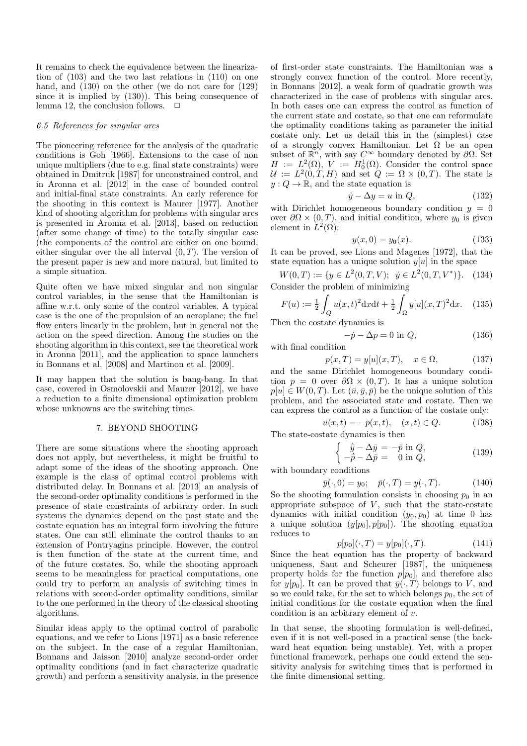It remains to check the equivalence between the linearization of (103) and the two last relations in (110) on one hand, and (130) on the other (we do not care for (129) since it is implied by (130)). This being consequence of lemma 12, the conclusion follows. $\square$

### 6.5 References for singular arcs

The pioneering reference for the analysis of the quadratic conditions is Goh [1966]. Extensions to the case of non unique multipliers (due to e.g. final state constraints) were obtained in Dmitruk [1987] for unconstrained control, and in Aronna et al. [2012] in the case of bounded control and initial-final state constraints. An early reference for the shooting in this context is Maurer [1977]. Another kind of shooting algorithm for problems with singular arcs is presented in Aronna et al. [2013], based on reduction (after some change of time) to the totally singular case (the components of the control are either on one bound, either singular over the all interval $(0, T)$. The version of the present paper is new and more natural, but limited to a simple situation.

Quite often we have mixed singular and non singular control variables, in the sense that the Hamiltonian is affine w.r.t. only some of the control variables. A typical case is the one of the propulsion of an aeroplane; the fuel flow enters linearly in the problem, but in general not the action on the speed direction. Among the studies on the shooting algorithm in this context, see the theoretical work in Aronna [2011], and the application to space launchers in Bonnans et al. [2008] and Martinon et al. [2009].

It may happen that the solution is bang-bang. In that case, covered in Osmolovskii and Maurer [2012], we have a reduction to a finite dimensional optimization problem whose unknowns are the switching times.

## 7. BEYOND SHOOTING

There are some situations where the shooting approach does not apply, but nevertheless, it might be fruitful to adapt some of the ideas of the shooting approach. One example is the class of optimal control problems with distributed delay. In Bonnans et al. [2013] an analysis of the second-order optimality conditions is performed in the presence of state constraints of arbitrary order. In such systems the dynamics depend on the past state and the costate equation has an integral form involving the future states. One can still eliminate the control thanks to an extension of Pontryagins principle. However, the control is then function of the state at the current time, and of the future costates. So, while the shooting approach seems to be meaningless for practical computations, one could try to perform an analysis of switching times in relations with second-order optimality conditions, similar to the one performed in the theory of the classical shooting algorithms.

Similar ideas apply to the optimal control of parabolic equations, and we refer to Lions [1971] as a basic reference on the subject. In the case of a regular Hamiltonian, Bonnans and Jaisson [2010] analyze second-order order optimality conditions (and in fact characterize quadratic growth) and perform a sensitivity analysis, in the presence of first-order state constraints. The Hamiltonian was a strongly convex function of the control. More recently, in Bonnans [2012], a weak form of quadratic growth was characterized in the case of problems with singular arcs. In both cases one can express the control as function of the current state and costate, so that one can reformulate the optimality conditions taking as parameter the initial costate only. Let us detail this in the (simplest) case of a strongly convex Hamiltonian. Let $\Omega$ be an open subset of $\mathbb{R}^n$, with say $C^\infty$ boundary denoted by $\partial\Omega$. Set $H := L^2(\Omega)$, $V := H_0^1(\Omega)$. Consider the control space $\mathcal{U} := L^2(0, T, H)$ and set $Q := \Omega \times (0, T)$. The state is $y : Q \to \mathbb{R}$, and the state equation is

$$\dot{y} - \Delta y = u \text{ in } Q, \tag{132}$$

with Dirichlet homogeneous boundary condition $y = 0$ over $\partial\Omega \times (0, T)$, and initial condition, where $y_0$ is given element in $L^2(\Omega)$:

$$y(x, 0) = y_0(x). \tag{133}$$

It can be proved, see Lions and Magenes [1972], that the state equation has a unique solution $y[u]$ in the space

$$W(0, T) := \{y \in L^2(0, T, V);\ \dot{y} \in L^2(0, T, V^*)\}. \tag{134}$$

Consider the problem of minimizing

$$F(u) := \tfrac{1}{2} \int_Q u(x, t)^2 \mathrm{d}x\mathrm{d}t + \tfrac{1}{2} \int_\Omega y[u](x, T)^2 \mathrm{d}x. \tag{135}$$

Then the costate dynamics is

$$-\dot{p} - \Delta p = 0 \text{ in } Q, \tag{136}$$

with final condition

$$p(x, T) = y[u](x, T), \quad x \in \Omega, \tag{137}$$

and the same Dirichlet homogeneous boundary condition $p = 0$ over $\partial\Omega \times (0, T)$. It has a unique solution $p[u] \in W(0, T)$. Let $(\bar{u}, \bar{y}, \bar{p})$ be the unique solution of this problem, and the associated state and costate. Then we can express the control as a function of the costate only:

$$\bar{u}(x, t) = -\bar{p}(x, t), \quad (x, t) \in Q. \tag{138}$$

The state-costate dynamics is then

$$\begin{cases} \dot{\bar{y}} - \Delta\bar{y} = -\bar{p} \text{ in } Q, \\ -\dot{\bar{p}} - \Delta\bar{p} = \quad 0 \text{ in } Q, \end{cases} \tag{139}$$

with boundary conditions

$$\bar{y}(\cdot, 0) = y_0; \quad \bar{p}(\cdot, T) = y(\cdot, T). \tag{140}$$

So the shooting formulation consists in choosing $p_0$ in an appropriate subspace of $V$, such that the state-costate dynamics with initial condition $(y_0, p_0)$ at time 0 has a unique solution $(y[p_0], p[p_0])$. The shooting equation reduces to

$$p[p_0](\cdot, T) = y[p_0](\cdot, T). \tag{141}$$

Since the heat equation has the property of backward uniqueness, Saut and Scheurer [1987], the uniqueness property holds for the function $p[p_0]$, and therefore also for $y[p_0]$. It can be proved that $\bar{y}(\cdot, T)$ belongs to $V$, and so we could take, for the set to which belongs $p_0$, the set of initial conditions for the costate equation when the final condition is an arbitrary element of $v$.

In that sense, the shooting formulation is well-defined, even if it is not well-posed in a practical sense (the backward heat equation being unstable). Yet, with a proper functional framework, perhaps one could extend the sensitivity analysis for switching times that is performed in the finite dimensional setting.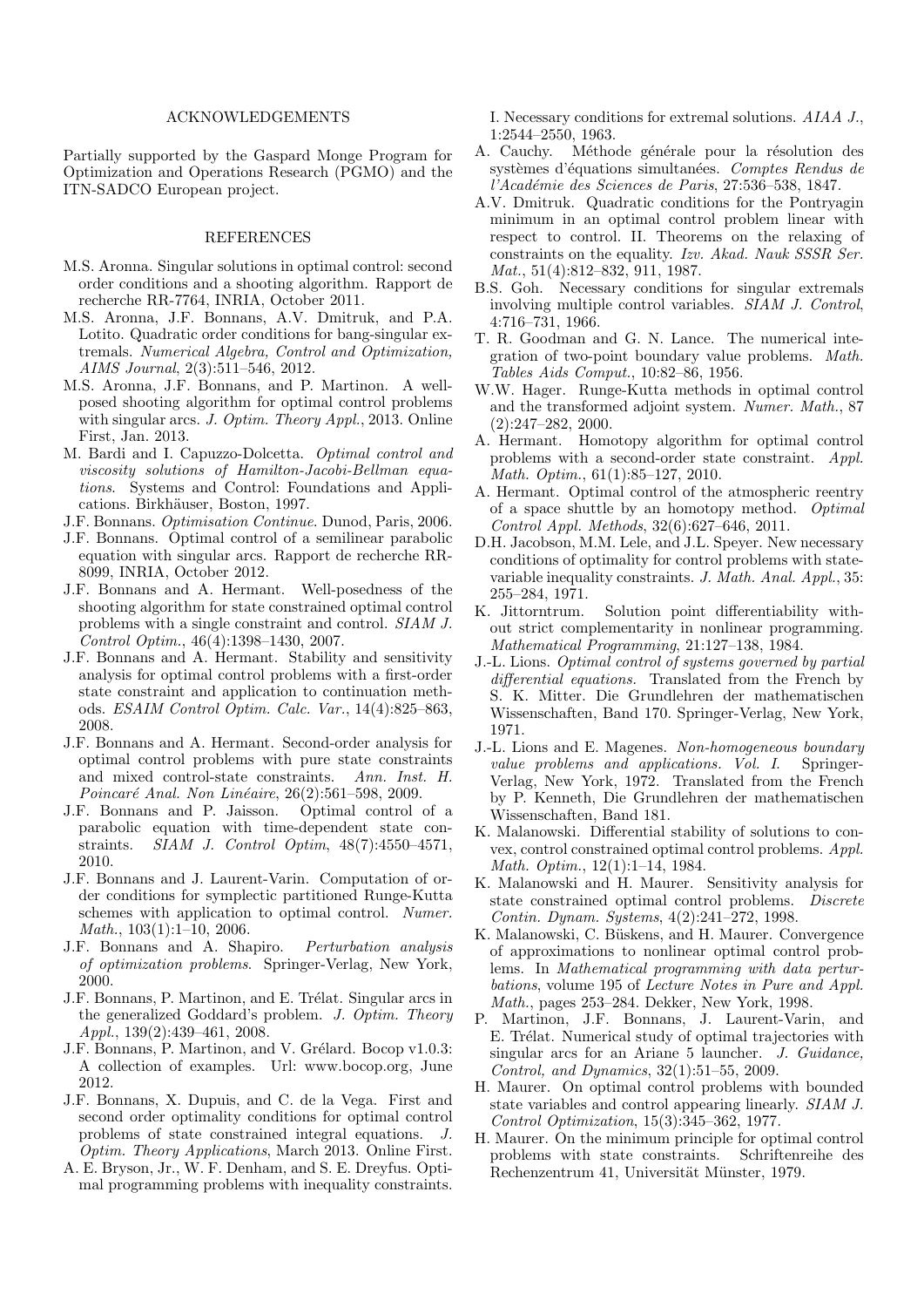## ACKNOWLEDGEMENTS

Partially supported by the Gaspard Monge Program for Optimization and Operations Research (PGMO) and the ITN-SADCO European project.

## REFERENCES

M.S. Aronna. Singular solutions in optimal control: second order conditions and a shooting algorithm. Rapport de recherche RR-7764, INRIA, October 2011.

M.S. Aronna, J.F. Bonnans, A.V. Dmitruk, and P.A. Lotito. Quadratic order conditions for bang-singular extremals. *Numerical Algebra, Control and Optimization, AIMS Journal*, 2(3):511–546, 2012.

M.S. Aronna, J.F. Bonnans, and P. Martinon. A well-posed shooting algorithm for optimal control problems with singular arcs. *J. Optim. Theory Appl.*, 2013. Online First, Jan. 2013.

M. Bardi and I. Capuzzo-Dolcetta. *Optimal control and viscosity solutions of Hamilton-Jacobi-Bellman equations*. Systems and Control: Foundations and Applications. Birkhäuser, Boston, 1997.

J.F. Bonnans. *Optimisation Continue*. Dunod, Paris, 2006.

J.F. Bonnans. Optimal control of a semilinear parabolic equation with singular arcs. Rapport de recherche RR-8099, INRIA, October 2012.

J.F. Bonnans and A. Hermant. Well-posedness of the shooting algorithm for state constrained optimal control problems with a single constraint and control. *SIAM J. Control Optim.*, 46(4):1398–1430, 2007.

J.F. Bonnans and A. Hermant. Stability and sensitivity analysis for optimal control problems with a first-order state constraint and application to continuation methods. *ESAIM Control Optim. Calc. Var.*, 14(4):825–863, 2008.

J.F. Bonnans and A. Hermant. Second-order analysis for optimal control problems with pure state constraints and mixed control-state constraints. *Ann. Inst. H. Poincaré Anal. Non Linéaire*, 26(2):561–598, 2009.

J.F. Bonnans and P. Jaisson. Optimal control of a parabolic equation with time-dependent state constraints. *SIAM J. Control Optim*, 48(7):4550–4571, 2010.

J.F. Bonnans and J. Laurent-Varin. Computation of order conditions for symplectic partitioned Runge-Kutta schemes with application to optimal control. *Numer. Math.*, 103(1):1–10, 2006.

J.F. Bonnans and A. Shapiro. *Perturbation analysis of optimization problems*. Springer-Verlag, New York, 2000.

J.F. Bonnans, P. Martinon, and E. Trélat. Singular arcs in the generalized Goddard's problem. *J. Optim. Theory Appl.*, 139(2):439–461, 2008.

J.F. Bonnans, P. Martinon, and V. Grélard. Bocop v1.0.3: A collection of examples. Url: www.bocop.org, June 2012.

J.F. Bonnans, X. Dupuis, and C. de la Vega. First and second order optimality conditions for optimal control problems of state constrained integral equations. *J. Optim. Theory Applications*, March 2013. Online First.

A. E. Bryson, Jr., W. F. Denham, and S. E. Dreyfus. Optimal programming problems with inequality constraints. I. Necessary conditions for extremal solutions. *AIAA J.*, 1:2544–2550, 1963.

A. Cauchy. Méthode générale pour la résolution des systèmes d'équations simultanées. *Comptes Rendus de l'Académie des Sciences de Paris*, 27:536–538, 1847.

A.V. Dmitruk. Quadratic conditions for the Pontryagin minimum in an optimal control problem linear with respect to control. II. Theorems on the relaxing of constraints on the equality. *Izv. Akad. Nauk SSSR Ser. Mat.*, 51(4):812–832, 911, 1987.

B.S. Goh. Necessary conditions for singular extremals involving multiple control variables. *SIAM J. Control*, 4:716–731, 1966.

T. R. Goodman and G. N. Lance. The numerical integration of two-point boundary value problems. *Math. Tables Aids Comput.*, 10:82–86, 1956.

W.W. Hager. Runge-Kutta methods in optimal control and the transformed adjoint system. *Numer. Math.*, 87 (2):247–282, 2000.

A. Hermant. Homotopy algorithm for optimal control problems with a second-order state constraint. *Appl. Math. Optim.*, 61(1):85–127, 2010.

A. Hermant. Optimal control of the atmospheric reentry of a space shuttle by an homotopy method. *Optimal Control Appl. Methods*, 32(6):627–646, 2011.

D.H. Jacobson, M.M. Lele, and J.L. Speyer. New necessary conditions of optimality for control problems with state-variable inequality constraints. *J. Math. Anal. Appl.*, 35: 255–284, 1971.

K. Jittorntrum. Solution point differentiability without strict complementarity in nonlinear programming. *Mathematical Programming*, 21:127–138, 1984.

J.-L. Lions. *Optimal control of systems governed by partial differential equations.* Translated from the French by S. K. Mitter. Die Grundlehren der mathematischen Wissenschaften, Band 170. Springer-Verlag, New York, 1971.

J.-L. Lions and E. Magenes. *Non-homogeneous boundary value problems and applications. Vol. I.* Springer-Verlag, New York, 1972. Translated from the French by P. Kenneth, Die Grundlehren der mathematischen Wissenschaften, Band 181.

K. Malanowski. Differential stability of solutions to convex, control constrained optimal control problems. *Appl. Math. Optim.*, 12(1):1–14, 1984.

K. Malanowski and H. Maurer. Sensitivity analysis for state constrained optimal control problems. *Discrete Contin. Dynam. Systems*, 4(2):241–272, 1998.

K. Malanowski, C. Büskens, and H. Maurer. Convergence of approximations to nonlinear optimal control problems. In *Mathematical programming with data perturbations*, volume 195 of *Lecture Notes in Pure and Appl. Math.*, pages 253–284. Dekker, New York, 1998.

P. Martinon, J.F. Bonnans, J. Laurent-Varin, and E. Trélat. Numerical study of optimal trajectories with singular arcs for an Ariane 5 launcher. *J. Guidance, Control, and Dynamics*, 32(1):51–55, 2009.

H. Maurer. On optimal control problems with bounded state variables and control appearing linearly. *SIAM J. Control Optimization*, 15(3):345–362, 1977.

H. Maurer. On the minimum principle for optimal control problems with state constraints. Schriftenreihe des Rechenzentrum 41, Universität Münster, 1979.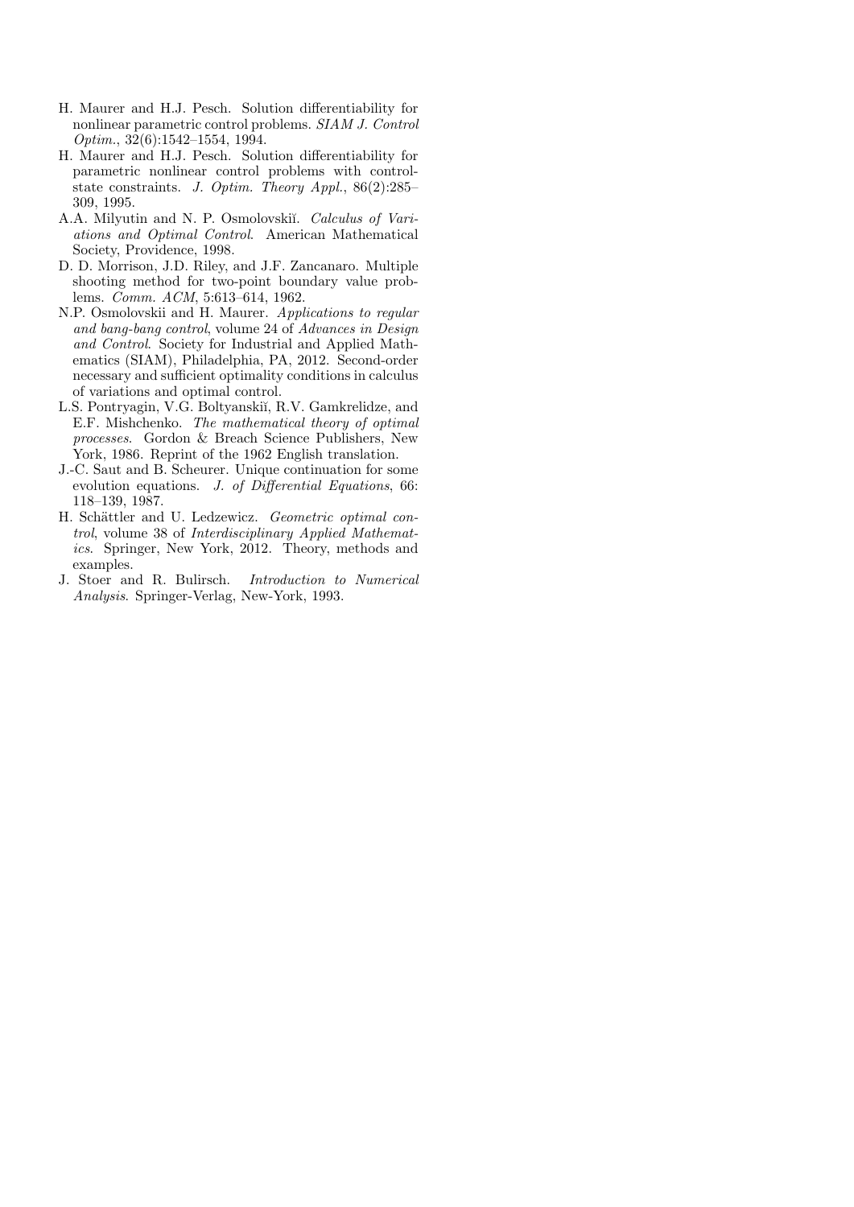H. Maurer and H.J. Pesch. Solution differentiability for nonlinear parametric control problems. *SIAM J. Control Optim.*, 32(6):1542–1554, 1994.

H. Maurer and H.J. Pesch. Solution differentiability for parametric nonlinear control problems with control-state constraints. *J. Optim. Theory Appl.*, 86(2):285–309, 1995.

A.A. Milyutin and N. P. Osmolovskiĭ. *Calculus of Variations and Optimal Control*. American Mathematical Society, Providence, 1998.

D. D. Morrison, J.D. Riley, and J.F. Zancanaro. Multiple shooting method for two-point boundary value problems. *Comm. ACM*, 5:613–614, 1962.

N.P. Osmolovskii and H. Maurer. *Applications to regular and bang-bang control*, volume 24 of *Advances in Design and Control*. Society for Industrial and Applied Mathematics (SIAM), Philadelphia, PA, 2012. Second-order necessary and sufficient optimality conditions in calculus of variations and optimal control.

L.S. Pontryagin, V.G. Boltyanskiĭ, R.V. Gamkrelidze, and E.F. Mishchenko. *The mathematical theory of optimal processes*. Gordon & Breach Science Publishers, New York, 1986. Reprint of the 1962 English translation.

J.-C. Saut and B. Scheurer. Unique continuation for some evolution equations. *J. of Differential Equations*, 66: 118–139, 1987.

H. Schättler and U. Ledzewicz. *Geometric optimal control*, volume 38 of *Interdisciplinary Applied Mathematics*. Springer, New York, 2012. Theory, methods and examples.

J. Stoer and R. Bulirsch. *Introduction to Numerical Analysis*. Springer-Verlag, New-York, 1993.